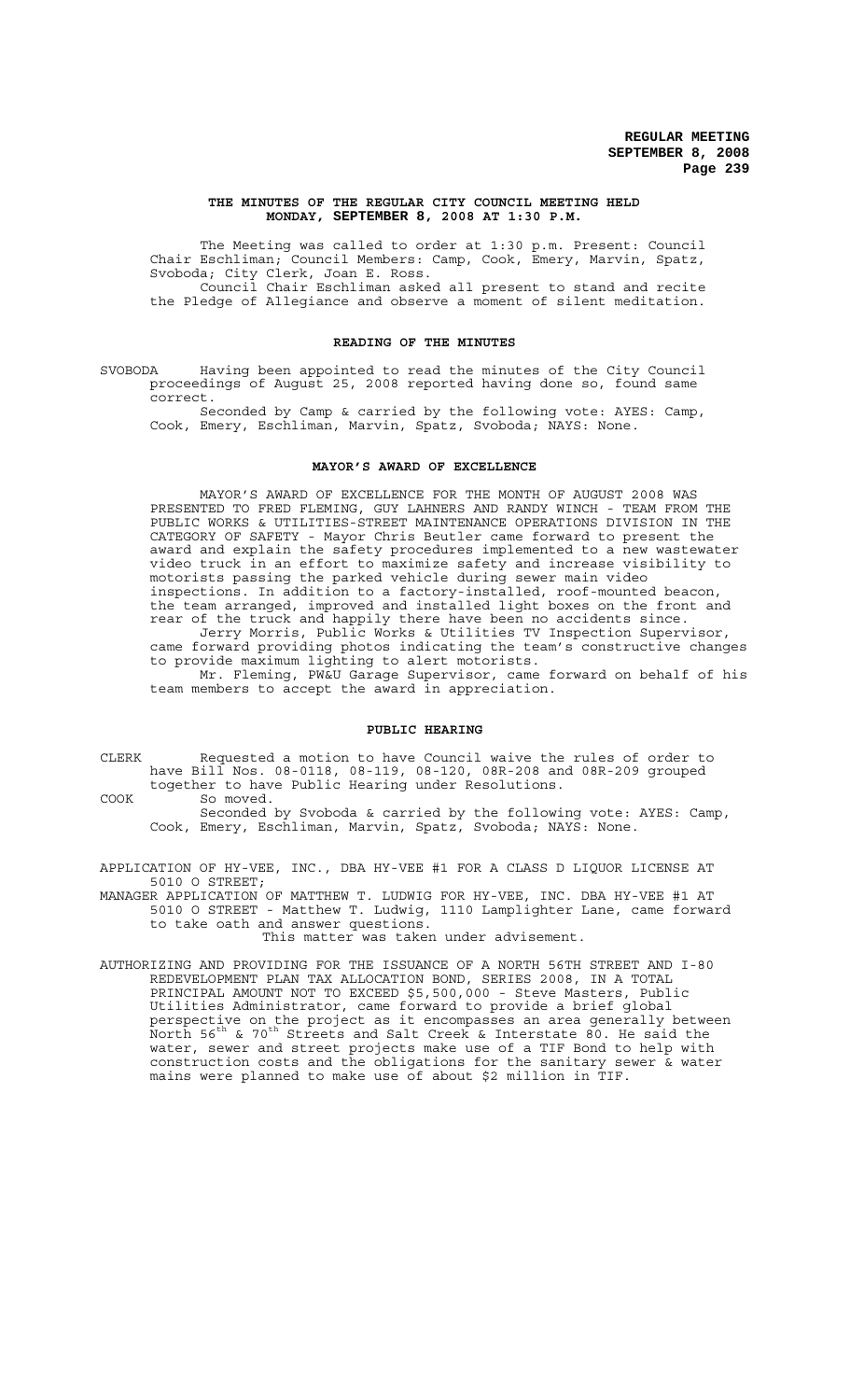# THE MINUTES OF THE REGULAR CITY COUNCIL MEETING HELD MONDAY, SEPTEMBER 8, 2008 AT 1:30 P.M.

The Meeting was called to order at 1:30 p.m. Present: Council Chair Eschliman; Council Members: Camp, Cook, Emery, Marvin, Spatz, Svoboda; City Clerk, Joan E. Ross.

Council Chair Eschliman asked all present to stand and recite the Pledge of Allegiance and observe a moment of silent meditation.

## READING OF THE MINUTES

SVOBODA Having been appointed to read the minutes of the City Council proceedings of August 25, 2008 reported having done so, found same correct.

Seconded by Camp & carried by the following vote: AYES: Camp, Cook, Emery, Eschliman, Marvin, Spatz, Svoboda; NAYS: None.

## MAYOR'S AWARD OF EXCELLENCE

MAYOR'S AWARD OF EXCELLENCE FOR THE MONTH OF AUGUST 2008 WAS PRESENTED TO FRED FLEMING, GUY LAHNERS AND RANDY WINCH - TEAM FROM THE PUBLIC WORKS & UTILITIES-STREET MAINTENANCE OPERATIONS DIVISION IN THE CATEGORY OF SAFETY - Mayor Chris Beutler came forward to present the award and explain the safety procedures implemented to a new wastewater video truck in an effort to maximize safety and increase visibility to motorists passing the parked vehicle during sewer main video inspections. In addition to a factory-installed, roof-mounted beacon, the team arranged, improved and installed light boxes on the front and rear of the truck and happily there have been no accidents since.

Jerry Morris, Public Works & Utilities TV Inspection Supervisor, came forward providing photos indicating the team's constructive changes to provide maximum lighting to alert motorists.

Mr. Fleming, PW&U Garage Supervisor, came forward on behalf of his team members to accept the award in appreciation.

## PUBLIC HEARING

CLERK Requested a motion to have Council waive the rules of order to have Bill Nos. 08-0118, 08-119, 08-120, 08R-208 and 08R-209 grouped together to have Public Hearing under Resolutions.

COOK So moved.

Seconded by Svoboda & carried by the following vote: AYES: Camp, Cook, Emery, Eschliman, Marvin, Spatz, Svoboda; NAYS: None.

APPLICATION OF HY-VEE, INC., DBA HY-VEE #1 FOR A CLASS D LIQUOR LICENSE AT 5010 O STREET;

MANAGER APPLICATION OF MATTHEW T. LUDWIG FOR HY-VEE, INC. DBA HY-VEE #1 AT 5010 O STREET - Matthew T. Ludwig, 1110 Lamplighter Lane, came forward to take oath and answer questions.

This matter was taken under advisement.

AUTHORIZING AND PROVIDING FOR THE ISSUANCE OF A NORTH 56TH STREET AND I-80 REDEVELOPMENT PLAN TAX ALLOCATION BOND, SERIES 2008, IN A TOTAL PRINCIPAL AMOUNT NOT TO EXCEED $5,500,000 - Steve Masters, Public Utilities Administrator, came forward to provide a brief global perspective on the project as it encompasses an area generally between North 56th & 70th Streets and Salt Creek & Interstate 80. He said the water, sewer and street projects make use of a TIF Bond to help with construction costs and the obligations for the sanitary sewer & water mains were planned to make use of about $2 million in TIF.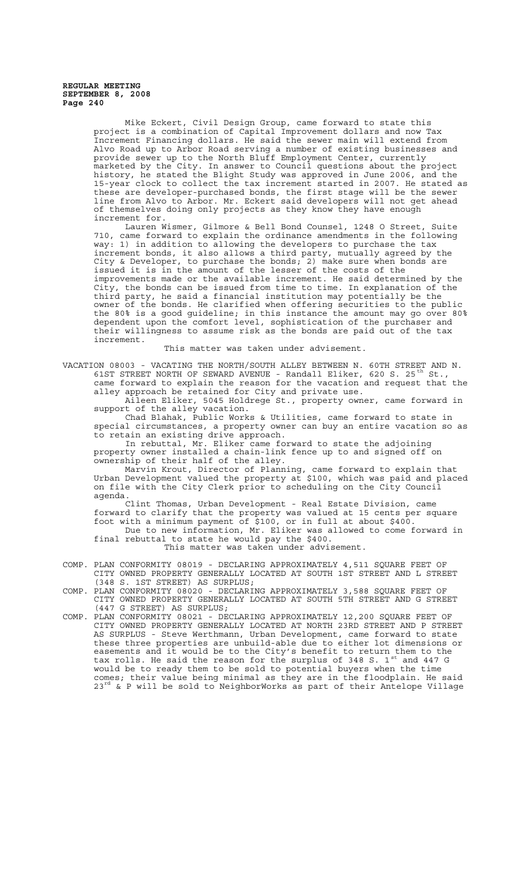Mike Eckert, Civil Design Group, came forward to state this project is a combination of Capital Improvement dollars and now Tax Increment Financing dollars. He said the sewer main will extend from Alvo Road up to Arbor Road serving a number of existing businesses and provide sewer up to the North Bluff Employment Center, currently marketed by the City. In answer to Council questions about the project history, he stated the Blight Study was approved in June 2006, and the 15-year clock to collect the tax increment started in 2007. He stated as these are developer-purchased bonds, the first stage will be the sewer line from Alvo to Arbor. Mr. Eckert said developers will not get ahead of themselves doing only projects as they know they have enough increment for.

Lauren Wismer, Gilmore & Bell Bond Counsel, 1248 O Street, Suite 710, came forward to explain the ordinance amendments in the following way: 1) in addition to allowing the developers to purchase the tax increment bonds, it also allows a third party, mutually agreed by the City & Developer, to purchase the bonds; 2) make sure when bonds are issued it is in the amount of the lesser of the costs of the improvements made or the available increment. He said determined by the City, the bonds can be issued from time to time. In explanation of the third party, he said a financial institution may potentially be the owner of the bonds. He clarified when offering securities to the public the 80% is a good guideline; in this instance the amount may go over 80% dependent upon the comfort level, sophistication of the purchaser and their willingness to assume risk as the bonds are paid out of the tax increment.

This matter was taken under advisement.

VACATION 08003 - VACATING THE NORTH/SOUTH ALLEY BETWEEN N. 60TH STREET AND N. 61ST STREET NORTH OF SEWARD AVENUE - Randall Eliker, 620 S. 25th St., came forward to explain the reason for the vacation and request that the alley approach be retained for City and private use.

Aileen Eliker, 5045 Holdrege St., property owner, came forward in support of the alley vacation.

Chad Blahak, Public Works & Utilities, came forward to state in special circumstances, a property owner can buy an entire vacation so as to retain an existing drive approach.

In rebuttal, Mr. Eliker came forward to state the adjoining property owner installed a chain-link fence up to and signed off on ownership of their half of the alley.

Marvin Krout, Director of Planning, came forward to explain that Urban Development valued the property at $100, which was paid and placed on file with the City Clerk prior to scheduling on the City Council agenda.

Clint Thomas, Urban Development - Real Estate Division, came forward to clarify that the property was valued at 15 cents per square foot with a minimum payment of $100, or in full at about $400.

Due to new information, Mr. Eliker was allowed to come forward in final rebuttal to state he would pay the $400.

This matter was taken under advisement.

COMP. PLAN CONFORMITY 08019 - DECLARING APPROXIMATELY 4,511 SQUARE FEET OF CITY OWNED PROPERTY GENERALLY LOCATED AT SOUTH 1ST STREET AND L STREET (348 S. 1ST STREET) AS SURPLUS;

COMP. PLAN CONFORMITY 08020 - DECLARING APPROXIMATELY 3,588 SQUARE FEET OF CITY OWNED PROPERTY GENERALLY LOCATED AT SOUTH 5TH STREET AND G STREET (447 G STREET) AS SURPLUS;

COMP. PLAN CONFORMITY 08021 - DECLARING APPROXIMATELY 12,200 SQUARE FEET OF CITY OWNED PROPERTY GENERALLY LOCATED AT NORTH 23RD STREET AND P STREET AS SURPLUS - Steve Werthmann, Urban Development, came forward to state these three properties are unbuild-able due to either lot dimensions or easements and it would be to the City's benefit to return them to the tax rolls. He said the reason for the surplus of 348 S. 1st and 447 G would be to ready them to be sold to potential buyers when the time comes; their value being minimal as they are in the floodplain. He said 23rd & P will be sold to NeighborWorks as part of their Antelope Village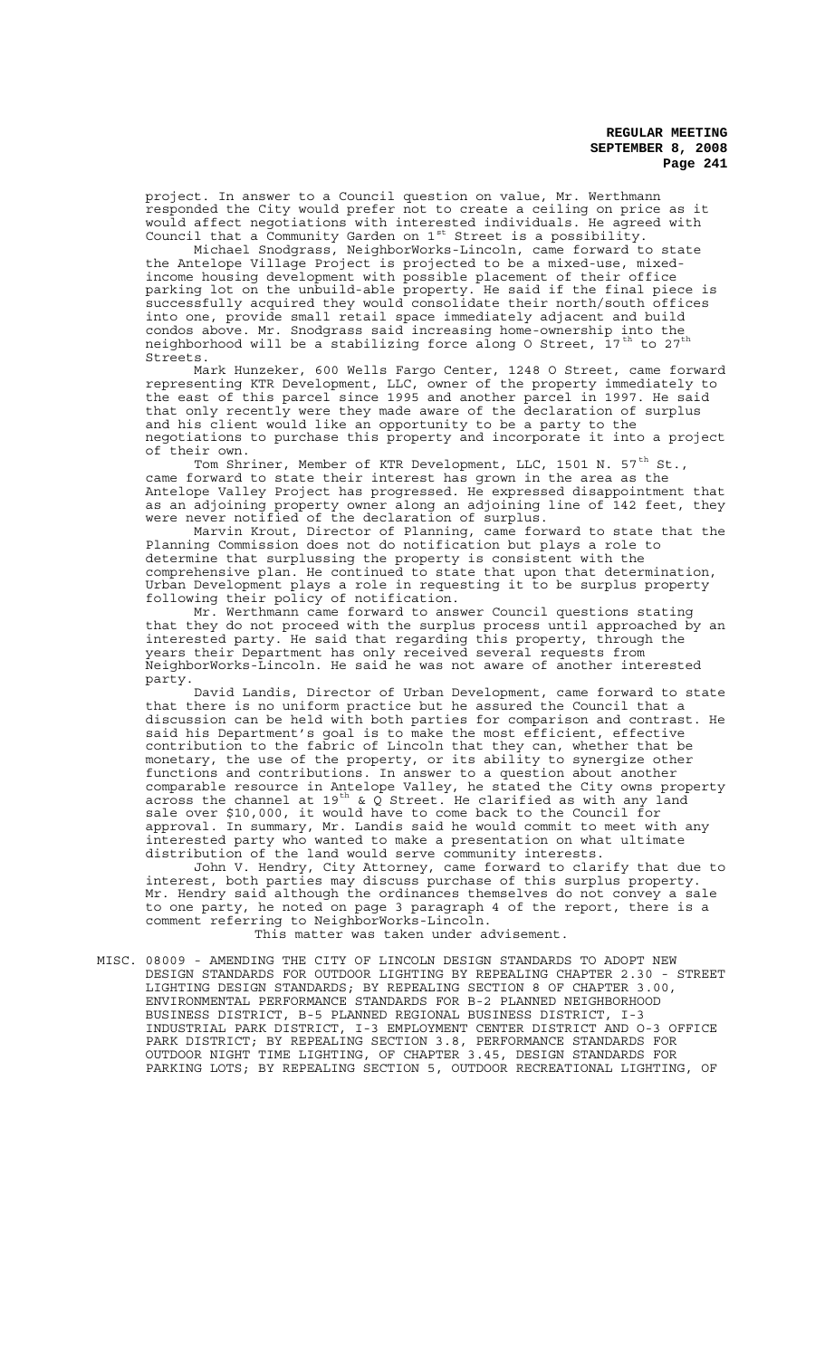project. In answer to a Council question on value, Mr. Werthmann responded the City would prefer not to create a ceiling on price as it would affect negotiations with interested individuals. He agreed with Council that a Community Garden on 1st Street is a possibility.

Michael Snodgrass, NeighborWorks-Lincoln, came forward to state the Antelope Village Project is projected to be a mixed-use, mixed-income housing development with possible placement of their office parking lot on the unbuild-able property. He said if the final piece is successfully acquired they would consolidate their north/south offices into one, provide small retail space immediately adjacent and build condos above. Mr. Snodgrass said increasing home-ownership into the neighborhood will be a stabilizing force along O Street, 17th to 27th Streets.

Mark Hunzeker, 600 Wells Fargo Center, 1248 O Street, came forward representing KTR Development, LLC, owner of the property immediately to the east of this parcel since 1995 and another parcel in 1997. He said that only recently were they made aware of the declaration of surplus and his client would like an opportunity to be a party to the negotiations to purchase this property and incorporate it into a project of their own.

Tom Shriner, Member of KTR Development, LLC, 1501 N. 57th St., came forward to state their interest has grown in the area as the Antelope Valley Project has progressed. He expressed disappointment that as an adjoining property owner along an adjoining line of 142 feet, they were never notified of the declaration of surplus.

Marvin Krout, Director of Planning, came forward to state that the Planning Commission does not do notification but plays a role to determine that surplussing the property is consistent with the comprehensive plan. He continued to state that upon that determination, Urban Development plays a role in requesting it to be surplus property following their policy of notification.

Mr. Werthmann came forward to answer Council questions stating that they do not proceed with the surplus process until approached by an interested party. He said that regarding this property, through the years their Department has only received several requests from NeighborWorks-Lincoln. He said he was not aware of another interested party.

David Landis, Director of Urban Development, came forward to state that there is no uniform practice but he assured the Council that a discussion can be held with both parties for comparison and contrast. He said his Department's goal is to make the most efficient, effective contribution to the fabric of Lincoln that they can, whether that be monetary, the use of the property, or its ability to synergize other functions and contributions. In answer to a question about another comparable resource in Antelope Valley, he stated the City owns property across the channel at 19th & Q Street. He clarified as with any land sale over $10,000, it would have to come back to the Council for approval. In summary, Mr. Landis said he would commit to meet with any interested party who wanted to make a presentation on what ultimate distribution of the land would serve community interests.

John V. Hendry, City Attorney, came forward to clarify that due to interest, both parties may discuss purchase of this surplus property. Mr. Hendry said although the ordinances themselves do not convey a sale to one party, he noted on page 3 paragraph 4 of the report, there is a comment referring to NeighborWorks-Lincoln.

This matter was taken under advisement.

MISC. 08009 - AMENDING THE CITY OF LINCOLN DESIGN STANDARDS TO ADOPT NEW DESIGN STANDARDS FOR OUTDOOR LIGHTING BY REPEALING CHAPTER 2.30 - STREET LIGHTING DESIGN STANDARDS; BY REPEALING SECTION 8 OF CHAPTER 3.00, ENVIRONMENTAL PERFORMANCE STANDARDS FOR B-2 PLANNED NEIGHBORHOOD BUSINESS DISTRICT, B-5 PLANNED REGIONAL BUSINESS DISTRICT, I-3 INDUSTRIAL PARK DISTRICT, I-3 EMPLOYMENT CENTER DISTRICT AND O-3 OFFICE PARK DISTRICT; BY REPEALING SECTION 3.8, PERFORMANCE STANDARDS FOR OUTDOOR NIGHT TIME LIGHTING, OF CHAPTER 3.45, DESIGN STANDARDS FOR PARKING LOTS; BY REPEALING SECTION 5, OUTDOOR RECREATIONAL LIGHTING, OF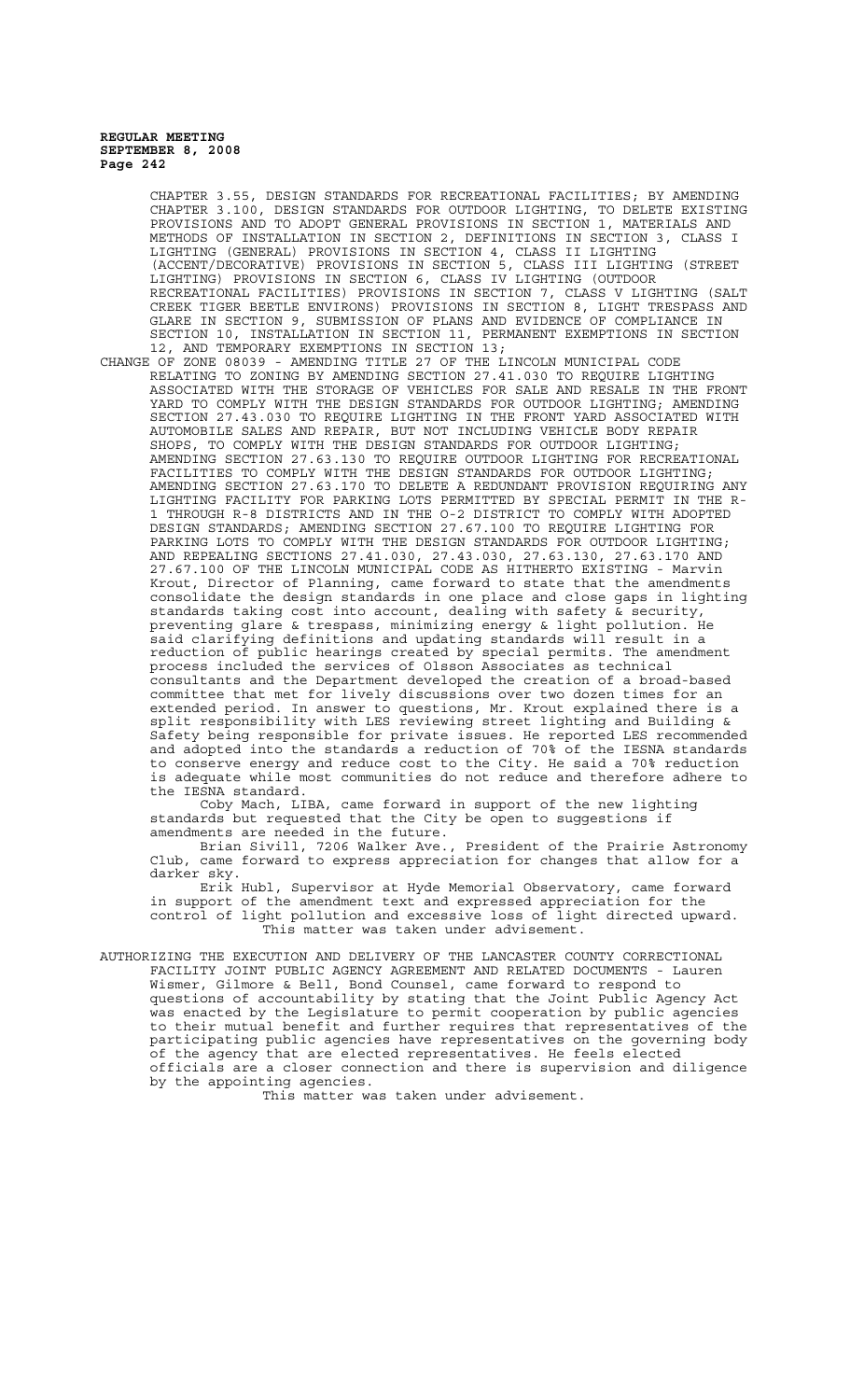CHAPTER 3.55, DESIGN STANDARDS FOR RECREATIONAL FACILITIES; BY AMENDING CHAPTER 3.100, DESIGN STANDARDS FOR OUTDOOR LIGHTING, TO DELETE EXISTING PROVISIONS AND TO ADOPT GENERAL PROVISIONS IN SECTION 1, MATERIALS AND METHODS OF INSTALLATION IN SECTION 2, DEFINITIONS IN SECTION 3, CLASS I LIGHTING (GENERAL) PROVISIONS IN SECTION 4, CLASS II LIGHTING (ACCENT/DECORATIVE) PROVISIONS IN SECTION 5, CLASS III LIGHTING (STREET LIGHTING) PROVISIONS IN SECTION 6, CLASS IV LIGHTING (OUTDOOR RECREATIONAL FACILITIES) PROVISIONS IN SECTION 7, CLASS V LIGHTING (SALT CREEK TIGER BEETLE ENVIRONS) PROVISIONS IN SECTION 8, LIGHT TRESPASS AND GLARE IN SECTION 9, SUBMISSION OF PLANS AND EVIDENCE OF COMPLIANCE IN SECTION 10, INSTALLATION IN SECTION 11, PERMANENT EXEMPTIONS IN SECTION 12, AND TEMPORARY EXEMPTIONS IN SECTION 13;

CHANGE OF ZONE 08039 - AMENDING TITLE 27 OF THE LINCOLN MUNICIPAL CODE RELATING TO ZONING BY AMENDING SECTION 27.41.030 TO REQUIRE LIGHTING ASSOCIATED WITH THE STORAGE OF VEHICLES FOR SALE AND RESALE IN THE FRONT YARD TO COMPLY WITH THE DESIGN STANDARDS FOR OUTDOOR LIGHTING; AMENDING SECTION 27.43.030 TO REQUIRE LIGHTING IN THE FRONT YARD ASSOCIATED WITH AUTOMOBILE SALES AND REPAIR, BUT NOT INCLUDING VEHICLE BODY REPAIR SHOPS, TO COMPLY WITH THE DESIGN STANDARDS FOR OUTDOOR LIGHTING; AMENDING SECTION 27.63.130 TO REQUIRE OUTDOOR LIGHTING FOR RECREATIONAL FACILITIES TO COMPLY WITH THE DESIGN STANDARDS FOR OUTDOOR LIGHTING; AMENDING SECTION 27.63.170 TO DELETE A REDUNDANT PROVISION REQUIRING ANY LIGHTING FACILITY FOR PARKING LOTS PERMITTED BY SPECIAL PERMIT IN THE R-1 THROUGH R-8 DISTRICTS AND IN THE O-2 DISTRICT TO COMPLY WITH ADOPTED DESIGN STANDARDS; AMENDING SECTION 27.67.100 TO REQUIRE LIGHTING FOR PARKING LOTS TO COMPLY WITH THE DESIGN STANDARDS FOR OUTDOOR LIGHTING; AND REPEALING SECTIONS 27.41.030, 27.43.030, 27.63.130, 27.63.170 AND 27.67.100 OF THE LINCOLN MUNICIPAL CODE AS HITHERTO EXISTING - Marvin Krout, Director of Planning, came forward to state that the amendments consolidate the design standards in one place and close gaps in lighting standards taking cost into account, dealing with safety & security, preventing glare & trespass, minimizing energy & light pollution. He said clarifying definitions and updating standards will result in a reduction of public hearings created by special permits. The amendment process included the services of Olsson Associates as technical consultants and the Department developed the creation of a broad-based committee that met for lively discussions over two dozen times for an extended period. In answer to questions, Mr. Krout explained there is a split responsibility with LES reviewing street lighting and Building & Safety being responsible for private issues. He reported LES recommended and adopted into the standards a reduction of 70% of the IESNA standards to conserve energy and reduce cost to the City. He said a 70% reduction is adequate while most communities do not reduce and therefore adhere to the IESNA standard.

Coby Mach, LIBA, came forward in support of the new lighting standards but requested that the City be open to suggestions if amendments are needed in the future.

Brian Sivill, 7206 Walker Ave., President of the Prairie Astronomy Club, came forward to express appreciation for changes that allow for a darker sky.

Erik Hubl, Supervisor at Hyde Memorial Observatory, came forward in support of the amendment text and expressed appreciation for the control of light pollution and excessive loss of light directed upward.

This matter was taken under advisement.

AUTHORIZING THE EXECUTION AND DELIVERY OF THE LANCASTER COUNTY CORRECTIONAL FACILITY JOINT PUBLIC AGENCY AGREEMENT AND RELATED DOCUMENTS - Lauren Wismer, Gilmore & Bell, Bond Counsel, came forward to respond to questions of accountability by stating that the Joint Public Agency Act was enacted by the Legislature to permit cooperation by public agencies to their mutual benefit and further requires that representatives of the participating public agencies have representatives on the governing body of the agency that are elected representatives. He feels elected officials are a closer connection and there is supervision and diligence by the appointing agencies.

This matter was taken under advisement.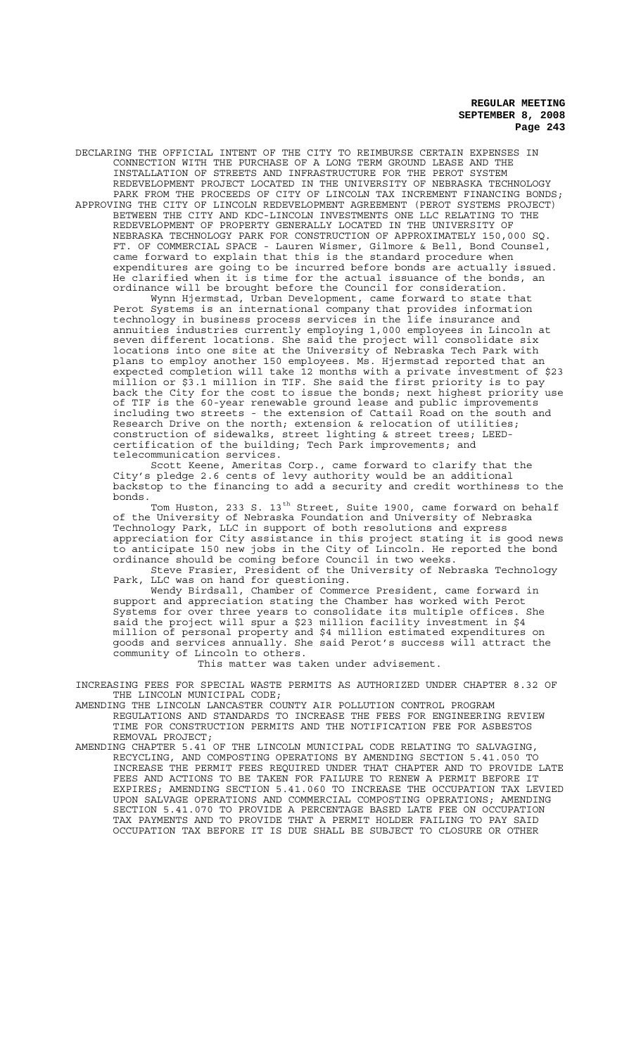DECLARING THE OFFICIAL INTENT OF THE CITY TO REIMBURSE CERTAIN EXPENSES IN CONNECTION WITH THE PURCHASE OF A LONG TERM GROUND LEASE AND THE INSTALLATION OF STREETS AND INFRASTRUCTURE FOR THE PEROT SYSTEM REDEVELOPMENT PROJECT LOCATED IN THE UNIVERSITY OF NEBRASKA TECHNOLOGY PARK FROM THE PROCEEDS OF CITY OF LINCOLN TAX INCREMENT FINANCING BONDS;

APPROVING THE CITY OF LINCOLN REDEVELOPMENT AGREEMENT (PEROT SYSTEMS PROJECT) BETWEEN THE CITY AND KDC-LINCOLN INVESTMENTS ONE LLC RELATING TO THE REDEVELOPMENT OF PROPERTY GENERALLY LOCATED IN THE UNIVERSITY OF NEBRASKA TECHNOLOGY PARK FOR CONSTRUCTION OF APPROXIMATELY 150,000 SQ. FT. OF COMMERCIAL SPACE - Lauren Wismer, Gilmore & Bell, Bond Counsel, came forward to explain that this is the standard procedure when expenditures are going to be incurred before bonds are actually issued. He clarified when it is time for the actual issuance of the bonds, an ordinance will be brought before the Council for consideration.

Wynn Hjermstad, Urban Development, came forward to state that Perot Systems is an international company that provides information technology in business process services in the life insurance and annuities industries currently employing 1,000 employees in Lincoln at seven different locations. She said the project will consolidate six locations into one site at the University of Nebraska Tech Park with plans to employ another 150 employees. Ms. Hjermstad reported that an expected completion will take 12 months with a private investment of $23 million or $3.1 million in TIF. She said the first priority is to pay back the City for the cost to issue the bonds; next highest priority use of TIF is the 60-year renewable ground lease and public improvements including two streets - the extension of Cattail Road on the south and Research Drive on the north; extension & relocation of utilities; construction of sidewalks, street lighting & street trees; LEED-certification of the building; Tech Park improvements; and telecommunication services.

Scott Keene, Ameritas Corp., came forward to clarify that the City's pledge 2.6 cents of levy authority would be an additional backstop to the financing to add a security and credit worthiness to the bonds.

Tom Huston, 233 S. 13th Street, Suite 1900, came forward on behalf of the University of Nebraska Foundation and University of Nebraska Technology Park, LLC in support of both resolutions and express appreciation for City assistance in this project stating it is good news to anticipate 150 new jobs in the City of Lincoln. He reported the bond ordinance should be coming before Council in two weeks.

Steve Frasier, President of the University of Nebraska Technology Park, LLC was on hand for questioning.

Wendy Birdsall, Chamber of Commerce President, came forward in support and appreciation stating the Chamber has worked with Perot Systems for over three years to consolidate its multiple offices. She said the project will spur a $23 million facility investment in $4 million of personal property and $4 million estimated expenditures on goods and services annually. She said Perot's success will attract the community of Lincoln to others.

This matter was taken under advisement.

INCREASING FEES FOR SPECIAL WASTE PERMITS AS AUTHORIZED UNDER CHAPTER 8.32 OF THE LINCOLN MUNICIPAL CODE;

AMENDING THE LINCOLN LANCASTER COUNTY AIR POLLUTION CONTROL PROGRAM REGULATIONS AND STANDARDS TO INCREASE THE FEES FOR ENGINEERING REVIEW TIME FOR CONSTRUCTION PERMITS AND THE NOTIFICATION FEE FOR ASBESTOS REMOVAL PROJECT;

AMENDING CHAPTER 5.41 OF THE LINCOLN MUNICIPAL CODE RELATING TO SALVAGING, RECYCLING, AND COMPOSTING OPERATIONS BY AMENDING SECTION 5.41.050 TO INCREASE THE PERMIT FEES REQUIRED UNDER THAT CHAPTER AND TO PROVIDE LATE FEES AND ACTIONS TO BE TAKEN FOR FAILURE TO RENEW A PERMIT BEFORE IT EXPIRES; AMENDING SECTION 5.41.060 TO INCREASE THE OCCUPATION TAX LEVIED UPON SALVAGE OPERATIONS AND COMMERCIAL COMPOSTING OPERATIONS; AMENDING SECTION 5.41.070 TO PROVIDE A PERCENTAGE BASED LATE FEE ON OCCUPATION TAX PAYMENTS AND TO PROVIDE THAT A PERMIT HOLDER FAILING TO PAY SAID OCCUPATION TAX BEFORE IT IS DUE SHALL BE SUBJECT TO CLOSURE OR OTHER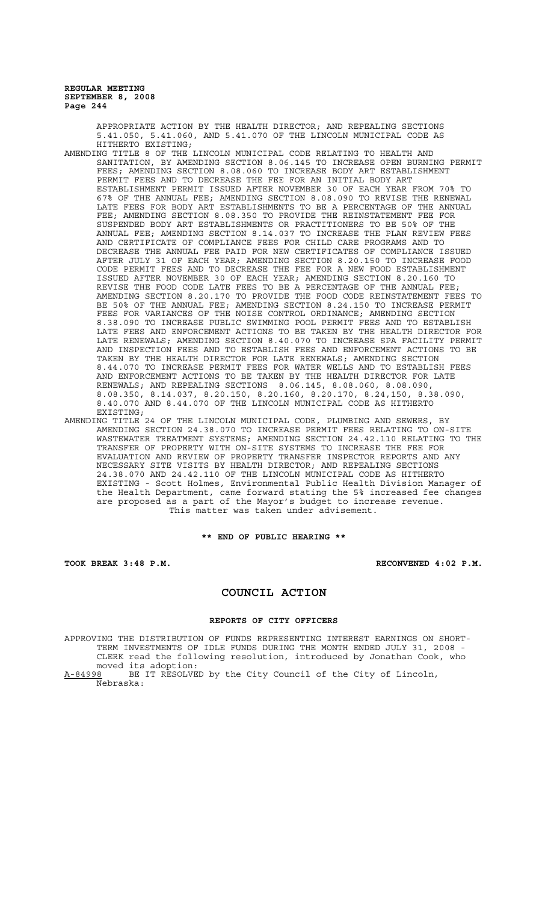APPROPRIATE ACTION BY THE HEALTH DIRECTOR; AND REPEALING SECTIONS 5.41.050, 5.41.060, AND 5.41.070 OF THE LINCOLN MUNICIPAL CODE AS HITHERTO EXISTING;

AMENDING TITLE 8 OF THE LINCOLN MUNICIPAL CODE RELATING TO HEALTH AND SANITATION, BY AMENDING SECTION 8.06.145 TO INCREASE OPEN BURNING PERMIT FEES; AMENDING SECTION 8.08.060 TO INCREASE BODY ART ESTABLISHMENT PERMIT FEES AND TO DECREASE THE FEE FOR AN INITIAL BODY ART ESTABLISHMENT PERMIT ISSUED AFTER NOVEMBER 30 OF EACH YEAR FROM 70% TO 67% OF THE ANNUAL FEE; AMENDING SECTION 8.08.090 TO REVISE THE RENEWAL LATE FEES FOR BODY ART ESTABLISHMENTS TO BE A PERCENTAGE OF THE ANNUAL FEE; AMENDING SECTION 8.08.350 TO PROVIDE THE REINSTATEMENT FEE FOR SUSPENDED BODY ART ESTABLISHMENTS OR PRACTITIONERS TO BE 50% OF THE ANNUAL FEE; AMENDING SECTION 8.14.037 TO INCREASE THE PLAN REVIEW FEES AND CERTIFICATE OF COMPLIANCE FEES FOR CHILD CARE PROGRAMS AND TO DECREASE THE ANNUAL FEE PAID FOR NEW CERTIFICATES OF COMPLIANCE ISSUED AFTER JULY 31 OF EACH YEAR; AMENDING SECTION 8.20.150 TO INCREASE FOOD CODE PERMIT FEES AND TO DECREASE THE FEE FOR A NEW FOOD ESTABLISHMENT ISSUED AFTER NOVEMBER 30 OF EACH YEAR; AMENDING SECTION 8.20.160 TO REVISE THE FOOD CODE LATE FEES TO BE A PERCENTAGE OF THE ANNUAL FEE; AMENDING SECTION 8.20.170 TO PROVIDE THE FOOD CODE REINSTATEMENT FEES TO BE 50% OF THE ANNUAL FEE; AMENDING SECTION 8.24.150 TO INCREASE PERMIT FEES FOR VARIANCES OF THE NOISE CONTROL ORDINANCE; AMENDING SECTION 8.38.090 TO INCREASE PUBLIC SWIMMING POOL PERMIT FEES AND TO ESTABLISH LATE FEES AND ENFORCEMENT ACTIONS TO BE TAKEN BY THE HEALTH DIRECTOR FOR LATE RENEWALS; AMENDING SECTION 8.40.070 TO INCREASE SPA FACILITY PERMIT AND INSPECTION FEES AND TO ESTABLISH FEES AND ENFORCEMENT ACTIONS TO BE TAKEN BY THE HEALTH DIRECTOR FOR LATE RENEWALS; AMENDING SECTION 8.44.070 TO INCREASE PERMIT FEES FOR WATER WELLS AND TO ESTABLISH FEES AND ENFORCEMENT ACTIONS TO BE TAKEN BY THE HEALTH DIRECTOR FOR LATE RENEWALS; AND REPEALING SECTIONS 8.06.145, 8.08.060, 8.08.090, 8.08.350, 8.14.037, 8.20.150, 8.20.160, 8.20.170, 8.24,150, 8.38.090, 8.40.070 AND 8.44.070 OF THE LINCOLN MUNICIPAL CODE AS HITHERTO EXISTING;

AMENDING TITLE 24 OF THE LINCOLN MUNICIPAL CODE, PLUMBING AND SEWERS, BY AMENDING SECTION 24.38.070 TO INCREASE PERMIT FEES RELATING TO ON-SITE WASTEWATER TREATMENT SYSTEMS; AMENDING SECTION 24.42.110 RELATING TO THE TRANSFER OF PROPERTY WITH ON-SITE SYSTEMS TO INCREASE THE FEE FOR EVALUATION AND REVIEW OF PROPERTY TRANSFER INSPECTOR REPORTS AND ANY NECESSARY SITE VISITS BY HEALTH DIRECTOR; AND REPEALING SECTIONS 24.38.070 AND 24.42.110 OF THE LINCOLN MUNICIPAL CODE AS HITHERTO EXISTING - Scott Holmes, Environmental Public Health Division Manager of the Health Department, came forward stating the 5% increased fee changes are proposed as a part of the Mayor's budget to increase revenue.

This matter was taken under advisement.

**\*\* END OF PUBLIC HEARING \*\***

**TOOK BREAK 3:48 P.M.** **RECONVENED 4:02 P.M.**

## COUNCIL ACTION

### REPORTS OF CITY OFFICERS

APPROVING THE DISTRIBUTION OF FUNDS REPRESENTING INTEREST EARNINGS ON SHORT-TERM INVESTMENTS OF IDLE FUNDS DURING THE MONTH ENDED JULY 31, 2008 - CLERK read the following resolution, introduced by Jonathan Cook, who moved its adoption:

A-84998 BE IT RESOLVED by the City Council of the City of Lincoln, Nebraska: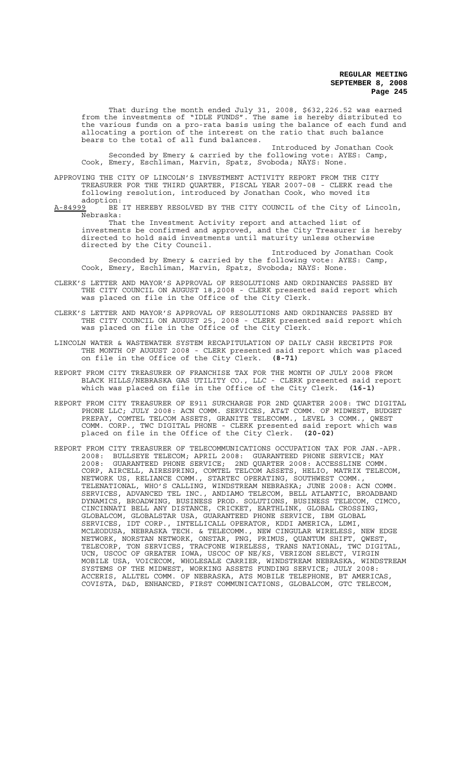That during the month ended July 31, 2008, $632,226.52 was earned from the investments of "IDLE FUNDS". The same is hereby distributed to the various funds on a pro-rata basis using the balance of each fund and allocating a portion of the interest on the ratio that such balance bears to the total of all fund balances.

Introduced by Jonathan Cook

Seconded by Emery & carried by the following vote: AYES: Camp, Cook, Emery, Eschliman, Marvin, Spatz, Svoboda; NAYS: None.

APPROVING THE CITY OF LINCOLN'S INVESTMENT ACTIVITY REPORT FROM THE CITY TREASURER FOR THE THIRD QUARTER, FISCAL YEAR 2007-08 - CLERK read the following resolution, introduced by Jonathan Cook, who moved its adoption:

A-84999 BE IT HEREBY RESOLVED BY THE CITY COUNCIL of the City of Lincoln, Nebraska:

That the Investment Activity report and attached list of investments be confirmed and approved, and the City Treasurer is hereby directed to hold said investments until maturity unless otherwise directed by the City Council.

Introduced by Jonathan Cook

Seconded by Emery & carried by the following vote: AYES: Camp, Cook, Emery, Eschliman, Marvin, Spatz, Svoboda; NAYS: None.

CLERK'S LETTER AND MAYOR'S APPROVAL OF RESOLUTIONS AND ORDINANCES PASSED BY THE CITY COUNCIL ON AUGUST 18,2008 - CLERK presented said report which was placed on file in the Office of the City Clerk.

CLERK'S LETTER AND MAYOR'S APPROVAL OF RESOLUTIONS AND ORDINANCES PASSED BY THE CITY COUNCIL ON AUGUST 25, 2008 - CLERK presented said report which was placed on file in the Office of the City Clerk.

LINCOLN WATER & WASTEWATER SYSTEM RECAPITULATION OF DAILY CASH RECEIPTS FOR THE MONTH OF AUGUST 2008 - CLERK presented said report which was placed on file in the Office of the City Clerk. **(8-71)**

REPORT FROM CITY TREASURER OF FRANCHISE TAX FOR THE MONTH OF JULY 2008 FROM BLACK HILLS/NEBRASKA GAS UTILITY CO., LLC - CLERK presented said report which was placed on file in the Office of the City Clerk. **(16-1)**

REPORT FROM CITY TREASURER OF E911 SURCHARGE FOR 2ND QUARTER 2008: TWC DIGITAL PHONE LLC; JULY 2008: ACN COMM. SERVICES, AT&T COMM. OF MIDWEST, BUDGET PREPAY, COMTEL TELCOM ASSETS, GRANITE TELECOMM., LEVEL 3 COMM., QWEST COMM. CORP., TWC DIGITAL PHONE - CLERK presented said report which was placed on file in the Office of the City Clerk. **(20-02)**

REPORT FROM CITY TREASURER OF TELECOMMUNICATIONS OCCUPATION TAX FOR JAN.-APR. 2008: BULLSEYE TELECOM; APRIL 2008: GUARANTEED PHONE SERVICE; MAY 2008: GUARANTEED PHONE SERVICE; 2ND QUARTER 2008: ACCESSLINE COMM. CORP, AIRCELL, AIRESPRING, COMTEL TELCOM ASSETS, HELIO, MATRIX TELECOM, NETWORK US, RELIANCE COMM., STARTEC OPERATING, SOUTHWEST COMM., TELENATIONAL, WHO'S CALLING, WINDSTREAM NEBRASKA; JUNE 2008: ACN COMM. SERVICES, ADVANCED TEL INC., ANDIAMO TELECOM, BELL ATLANTIC, BROADBAND DYNAMICS, BROADWING, BUSINESS PROD. SOLUTIONS, BUSINESS TELECOM, CIMCO, CINCINNATI BELL ANY DISTANCE, CRICKET, EARTHLINK, GLOBAL CROSSING, GLOBALCOM, GLOBALSTAR USA, GUARANTEED PHONE SERVICE, IBM GLOBAL SERVICES, IDT CORP., INTELLICALL OPERATOR, KDDI AMERICA, LDMI, MCLEODUSA, NEBRASKA TECH. & TELECOMM., NEW CINGULAR WIRELESS, NEW EDGE NETWORK, NORSTAN NETWORK, ONSTAR, PNG, PRIMUS, QUANTUM SHIFT, QWEST, TELECORP, TON SERVICES, TRACFONE WIRELESS, TRANS NATIONAL, TWC DIGITAL, UCN, USCOC OF GREATER IOWA, USCOC OF NE/KS, VERIZON SELECT, VIRGIN MOBILE USA, VOICECOM, WHOLESALE CARRIER, WINDSTREAM NEBRASKA, WINDSTREAM SYSTEMS OF THE MIDWEST, WORKING ASSETS FUNDING SERVICE; JULY 2008: ACCERIS, ALLTEL COMM. OF NEBRASKA, ATS MOBILE TELEPHONE, BT AMERICAS, COVISTA, D&D, ENHANCED, FIRST COMMUNICATIONS, GLOBALCOM, GTC TELECOM,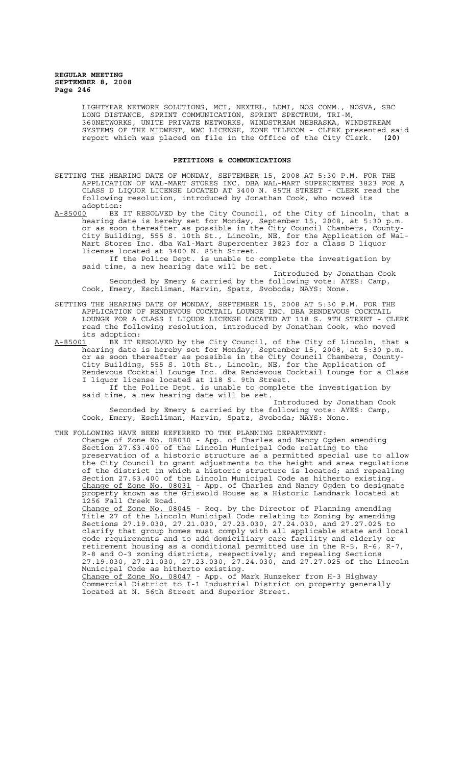LIGHTYEAR NETWORK SOLUTIONS, MCI, NEXTEL, LDMI, NOS COMM., NOSVA, SBC LONG DISTANCE, SPRINT COMMUNICATION, SPRINT SPECTRUM, TRI-M, 360NETWORKS, UNITE PRIVATE NETWORKS, WINDSTREAM NEBRASKA, WINDSTREAM SYSTEMS OF THE MIDWEST, WWC LICENSE, ZONE TELECOM - CLERK presented said report which was placed on file in the Office of the City Clerk. **(20)**

## PETITIONS & COMMUNICATIONS

SETTING THE HEARING DATE OF MONDAY, SEPTEMBER 15, 2008 AT 5:30 P.M. FOR THE APPLICATION OF WAL-MART STORES INC. DBA WAL-MART SUPERCENTER 3823 FOR A CLASS D LIQUOR LICENSE LOCATED AT 3400 N. 85TH STREET - CLERK read the following resolution, introduced by Jonathan Cook, who moved its adoption:

A-85000 BE IT RESOLVED by the City Council, of the City of Lincoln, that a hearing date is hereby set for Monday, September 15, 2008, at 5:30 p.m. or as soon thereafter as possible in the City Council Chambers, County-City Building, 555 S. 10th St., Lincoln, NE, for the Application of Wal-Mart Stores Inc. dba Wal-Mart Supercenter 3823 for a Class D liquor license located at 3400 N. 85th Street.

If the Police Dept. is unable to complete the investigation by said time, a new hearing date will be set.

Introduced by Jonathan Cook

Seconded by Emery & carried by the following vote: AYES: Camp, Cook, Emery, Eschliman, Marvin, Spatz, Svoboda; NAYS: None.

SETTING THE HEARING DATE OF MONDAY, SEPTEMBER 15, 2008 AT 5:30 P.M. FOR THE APPLICATION OF RENDEVOUS COCKTAIL LOUNGE INC. DBA RENDEVOUS COCKTAIL LOUNGE FOR A CLASS I LIQUOR LICENSE LOCATED AT 118 S. 9TH STREET - CLERK read the following resolution, introduced by Jonathan Cook, who moved its adoption:

A-85001 BE IT RESOLVED by the City Council, of the City of Lincoln, that a hearing date is hereby set for Monday, September 15, 2008, at 5:30 p.m. or as soon thereafter as possible in the City Council Chambers, County-City Building, 555 S. 10th St., Lincoln, NE, for the Application of Rendevous Cocktail Lounge Inc. dba Rendevous Cocktail Lounge for a Class I liquor license located at 118 S. 9th Street.

If the Police Dept. is unable to complete the investigation by said time, a new hearing date will be set.

Introduced by Jonathan Cook

Seconded by Emery & carried by the following vote: AYES: Camp, Cook, Emery, Eschliman, Marvin, Spatz, Svoboda; NAYS: None.

THE FOLLOWING HAVE BEEN REFERRED TO THE PLANNING DEPARTMENT:

Change of Zone No. 08030 - App. of Charles and Nancy Ogden amending Section 27.63.400 of the Lincoln Municipal Code relating to the preservation of a historic structure as a permitted special use to allow the City Council to grant adjustments to the height and area regulations of the district in which a historic structure is located; and repealing Section 27.63.400 of the Lincoln Municipal Code as hitherto existing.

Change of Zone No. 08031 - App. of Charles and Nancy Ogden to designate property known as the Griswold House as a Historic Landmark located at 1256 Fall Creek Road.

Change of Zone No. 08045 - Req. by the Director of Planning amending Title 27 of the Lincoln Municipal Code relating to Zoning by amending Sections 27.19.030, 27.21.030, 27.23.030, 27.24.030, and 27.27.025 to clarify that group homes must comply with all applicable state and local code requirements and to add domiciliary care facility and elderly or retirement housing as a conditional permitted use in the R-5, R-6, R-7, R-8 and O-3 zoning districts, respectively; and repealing Sections 27.19.030, 27.21.030, 27.23.030, 27.24.030, and 27.27.025 of the Lincoln Municipal Code as hitherto existing.

Change of Zone No. 08047 - App. of Mark Hunzeker from H-3 Highway Commercial District to I-1 Industrial District on property generally located at N. 56th Street and Superior Street.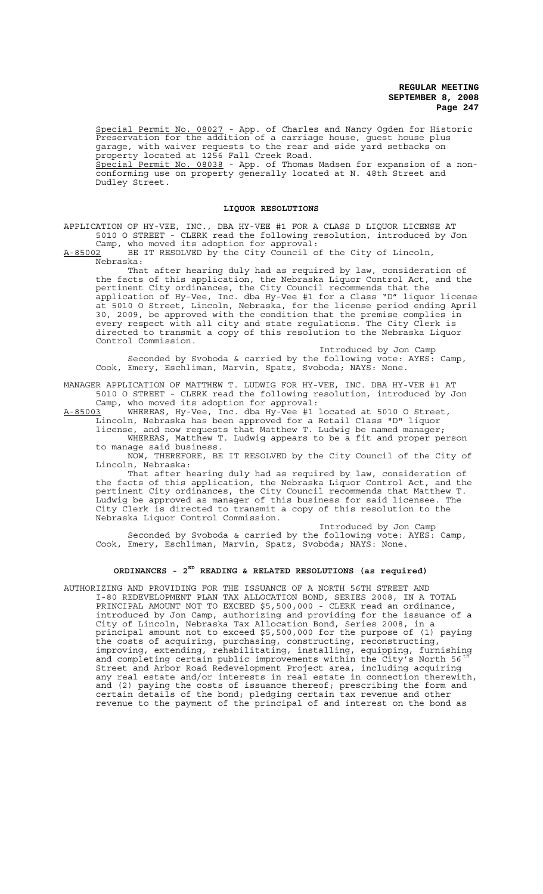Special Permit No. 08027 - App. of Charles and Nancy Ogden for Historic Preservation for the addition of a carriage house, guest house plus garage, with waiver requests to the rear and side yard setbacks on property located at 1256 Fall Creek Road.

Special Permit No. 08038 - App. of Thomas Madsen for expansion of a non-conforming use on property generally located at N. 48th Street and Dudley Street.

## LIQUOR RESOLUTIONS

APPLICATION OF HY-VEE, INC., DBA HY-VEE #1 FOR A CLASS D LIQUOR LICENSE AT 5010 O STREET - CLERK read the following resolution, introduced by Jon Camp, who moved its adoption for approval:

A-85002 BE IT RESOLVED by the City Council of the City of Lincoln, Nebraska:

That after hearing duly had as required by law, consideration of the facts of this application, the Nebraska Liquor Control Act, and the pertinent City ordinances, the City Council recommends that the application of Hy-Vee, Inc. dba Hy-Vee #1 for a Class "D" liquor license at 5010 O Street, Lincoln, Nebraska, for the license period ending April 30, 2009, be approved with the condition that the premise complies in every respect with all city and state regulations. The City Clerk is directed to transmit a copy of this resolution to the Nebraska Liquor Control Commission.

Introduced by Jon Camp

Seconded by Svoboda & carried by the following vote: AYES: Camp, Cook, Emery, Eschliman, Marvin, Spatz, Svoboda; NAYS: None.

MANAGER APPLICATION OF MATTHEW T. LUDWIG FOR HY-VEE, INC. DBA HY-VEE #1 AT 5010 O STREET - CLERK read the following resolution, introduced by Jon Camp, who moved its adoption for approval:

A-85003 WHEREAS, Hy-Vee, Inc. dba Hy-Vee #1 located at 5010 O Street, Lincoln, Nebraska has been approved for a Retail Class "D" liquor license, and now requests that Matthew T. Ludwig be named manager;

WHEREAS, Matthew T. Ludwig appears to be a fit and proper person to manage said business.

NOW, THEREFORE, BE IT RESOLVED by the City Council of the City of Lincoln, Nebraska:

That after hearing duly had as required by law, consideration of the facts of this application, the Nebraska Liquor Control Act, and the pertinent City ordinances, the City Council recommends that Matthew T. Ludwig be approved as manager of this business for said licensee. The City Clerk is directed to transmit a copy of this resolution to the Nebraska Liquor Control Commission.

Introduced by Jon Camp

Seconded by Svoboda & carried by the following vote: AYES: Camp, Cook, Emery, Eschliman, Marvin, Spatz, Svoboda; NAYS: None.

## ORDINANCES - 2ND READING & RELATED RESOLUTIONS (as required)

AUTHORIZING AND PROVIDING FOR THE ISSUANCE OF A NORTH 56TH STREET AND I-80 REDEVELOPMENT PLAN TAX ALLOCATION BOND, SERIES 2008, IN A TOTAL PRINCIPAL AMOUNT NOT TO EXCEED $5,500,000 - CLERK read an ordinance, introduced by Jon Camp, authorizing and providing for the issuance of a City of Lincoln, Nebraska Tax Allocation Bond, Series 2008, in a principal amount not to exceed $5,500,000 for the purpose of (1) paying the costs of acquiring, purchasing, constructing, reconstructing, improving, extending, rehabilitating, installing, equipping, furnishing and completing certain public improvements within the City's North 56th Street and Arbor Road Redevelopment Project area, including acquiring any real estate and/or interests in real estate in connection therewith, and (2) paying the costs of issuance thereof; prescribing the form and certain details of the bond; pledging certain tax revenue and other revenue to the payment of the principal of and interest on the bond as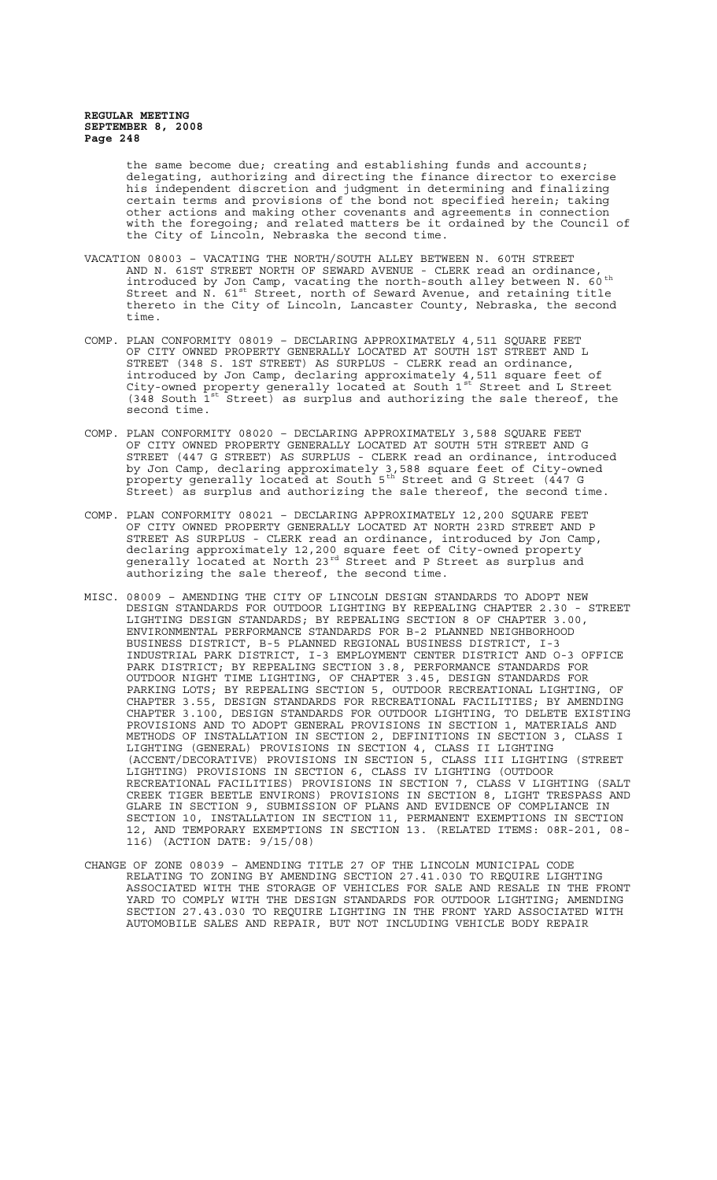the same become due; creating and establishing funds and accounts; delegating, authorizing and directing the finance director to exercise his independent discretion and judgment in determining and finalizing certain terms and provisions of the bond not specified herein; taking other actions and making other covenants and agreements in connection with the foregoing; and related matters be it ordained by the Council of the City of Lincoln, Nebraska the second time.

VACATION 08003 – VACATING THE NORTH/SOUTH ALLEY BETWEEN N. 60TH STREET AND N. 61ST STREET NORTH OF SEWARD AVENUE - CLERK read an ordinance, introduced by Jon Camp, vacating the north-south alley between N. 60th Street and N. 61st Street, north of Seward Avenue, and retaining title thereto in the City of Lincoln, Lancaster County, Nebraska, the second time.

COMP. PLAN CONFORMITY 08019 – DECLARING APPROXIMATELY 4,511 SQUARE FEET OF CITY OWNED PROPERTY GENERALLY LOCATED AT SOUTH 1ST STREET AND L STREET (348 S. 1ST STREET) AS SURPLUS - CLERK read an ordinance, introduced by Jon Camp, declaring approximately 4,511 square feet of City-owned property generally located at South 1st Street and L Street (348 South 1st Street) as surplus and authorizing the sale thereof, the second time.

COMP. PLAN CONFORMITY 08020 – DECLARING APPROXIMATELY 3,588 SQUARE FEET OF CITY OWNED PROPERTY GENERALLY LOCATED AT SOUTH 5TH STREET AND G STREET (447 G STREET) AS SURPLUS - CLERK read an ordinance, introduced by Jon Camp, declaring approximately 3,588 square feet of City-owned property generally located at South 5th Street and G Street (447 G Street) as surplus and authorizing the sale thereof, the second time.

COMP. PLAN CONFORMITY 08021 – DECLARING APPROXIMATELY 12,200 SQUARE FEET OF CITY OWNED PROPERTY GENERALLY LOCATED AT NORTH 23RD STREET AND P STREET AS SURPLUS - CLERK read an ordinance, introduced by Jon Camp, declaring approximately 12,200 square feet of City-owned property generally located at North 23rd Street and P Street as surplus and authorizing the sale thereof, the second time.

MISC. 08009 – AMENDING THE CITY OF LINCOLN DESIGN STANDARDS TO ADOPT NEW DESIGN STANDARDS FOR OUTDOOR LIGHTING BY REPEALING CHAPTER 2.30 - STREET LIGHTING DESIGN STANDARDS; BY REPEALING SECTION 8 OF CHAPTER 3.00, ENVIRONMENTAL PERFORMANCE STANDARDS FOR B-2 PLANNED NEIGHBORHOOD BUSINESS DISTRICT, B-5 PLANNED REGIONAL BUSINESS DISTRICT, I-3 INDUSTRIAL PARK DISTRICT, I-3 EMPLOYMENT CENTER DISTRICT AND O-3 OFFICE PARK DISTRICT; BY REPEALING SECTION 3.8, PERFORMANCE STANDARDS FOR OUTDOOR NIGHT TIME LIGHTING, OF CHAPTER 3.45, DESIGN STANDARDS FOR PARKING LOTS; BY REPEALING SECTION 5, OUTDOOR RECREATIONAL LIGHTING, OF CHAPTER 3.55, DESIGN STANDARDS FOR RECREATIONAL FACILITIES; BY AMENDING CHAPTER 3.100, DESIGN STANDARDS FOR OUTDOOR LIGHTING, TO DELETE EXISTING PROVISIONS AND TO ADOPT GENERAL PROVISIONS IN SECTION 1, MATERIALS AND METHODS OF INSTALLATION IN SECTION 2, DEFINITIONS IN SECTION 3, CLASS I LIGHTING (GENERAL) PROVISIONS IN SECTION 4, CLASS II LIGHTING (ACCENT/DECORATIVE) PROVISIONS IN SECTION 5, CLASS III LIGHTING (STREET LIGHTING) PROVISIONS IN SECTION 6, CLASS IV LIGHTING (OUTDOOR RECREATIONAL FACILITIES) PROVISIONS IN SECTION 7, CLASS V LIGHTING (SALT CREEK TIGER BEETLE ENVIRONS) PROVISIONS IN SECTION 8, LIGHT TRESPASS AND GLARE IN SECTION 9, SUBMISSION OF PLANS AND EVIDENCE OF COMPLIANCE IN SECTION 10, INSTALLATION IN SECTION 11, PERMANENT EXEMPTIONS IN SECTION 12, AND TEMPORARY EXEMPTIONS IN SECTION 13. (RELATED ITEMS: 08R-201, 08-116) (ACTION DATE: 9/15/08)

CHANGE OF ZONE 08039 – AMENDING TITLE 27 OF THE LINCOLN MUNICIPAL CODE RELATING TO ZONING BY AMENDING SECTION 27.41.030 TO REQUIRE LIGHTING ASSOCIATED WITH THE STORAGE OF VEHICLES FOR SALE AND RESALE IN THE FRONT YARD TO COMPLY WITH THE DESIGN STANDARDS FOR OUTDOOR LIGHTING; AMENDING SECTION 27.43.030 TO REQUIRE LIGHTING IN THE FRONT YARD ASSOCIATED WITH AUTOMOBILE SALES AND REPAIR, BUT NOT INCLUDING VEHICLE BODY REPAIR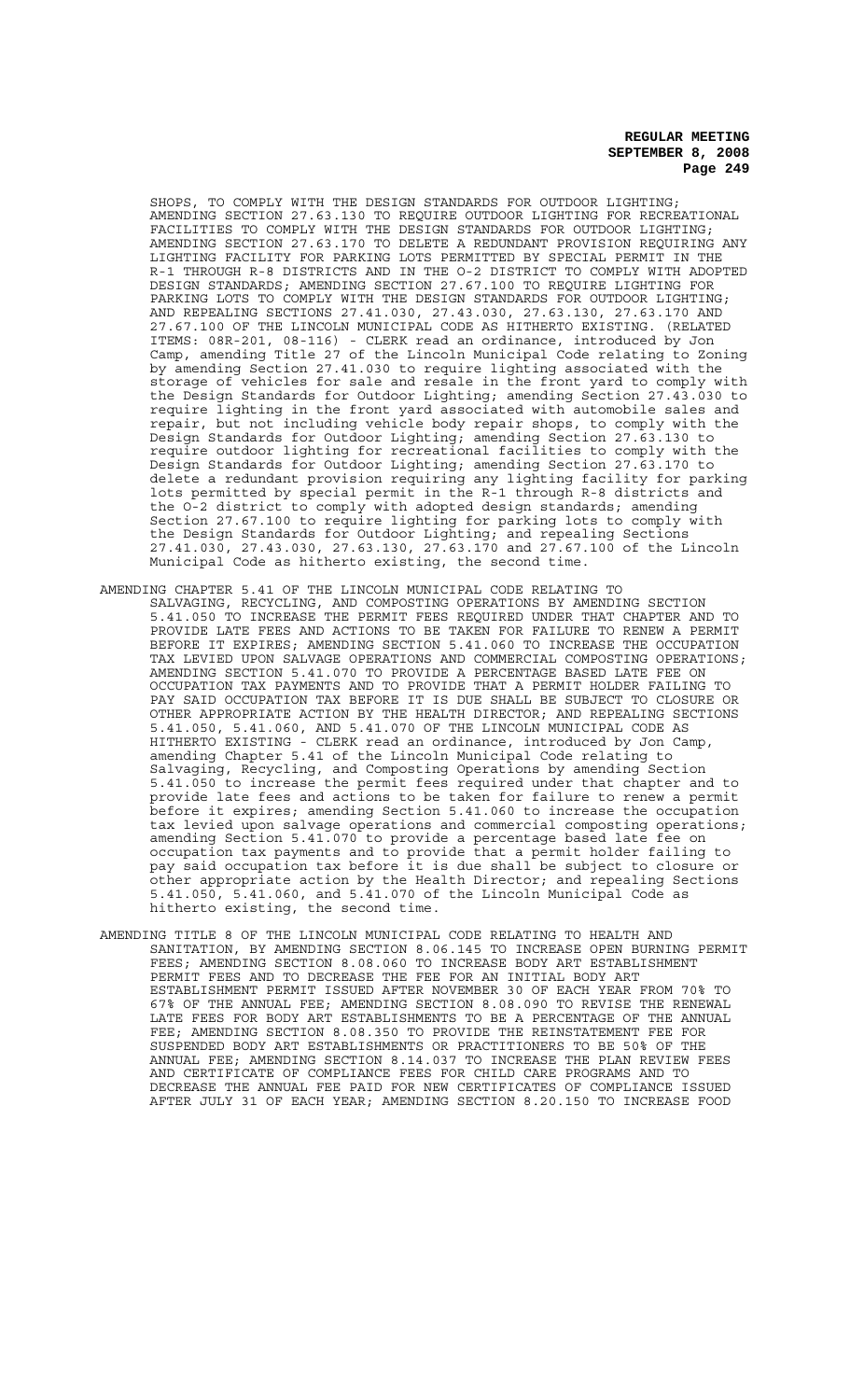SHOPS, TO COMPLY WITH THE DESIGN STANDARDS FOR OUTDOOR LIGHTING; AMENDING SECTION 27.63.130 TO REQUIRE OUTDOOR LIGHTING FOR RECREATIONAL FACILITIES TO COMPLY WITH THE DESIGN STANDARDS FOR OUTDOOR LIGHTING; AMENDING SECTION 27.63.170 TO DELETE A REDUNDANT PROVISION REQUIRING ANY LIGHTING FACILITY FOR PARKING LOTS PERMITTED BY SPECIAL PERMIT IN THE R-1 THROUGH R-8 DISTRICTS AND IN THE O-2 DISTRICT TO COMPLY WITH ADOPTED DESIGN STANDARDS; AMENDING SECTION 27.67.100 TO REQUIRE LIGHTING FOR PARKING LOTS TO COMPLY WITH THE DESIGN STANDARDS FOR OUTDOOR LIGHTING; AND REPEALING SECTIONS 27.41.030, 27.43.030, 27.63.130, 27.63.170 AND 27.67.100 OF THE LINCOLN MUNICIPAL CODE AS HITHERTO EXISTING. (RELATED ITEMS: 08R-201, 08-116) - CLERK read an ordinance, introduced by Jon Camp, amending Title 27 of the Lincoln Municipal Code relating to Zoning by amending Section 27.41.030 to require lighting associated with the storage of vehicles for sale and resale in the front yard to comply with the Design Standards for Outdoor Lighting; amending Section 27.43.030 to require lighting in the front yard associated with automobile sales and repair, but not including vehicle body repair shops, to comply with the Design Standards for Outdoor Lighting; amending Section 27.63.130 to require outdoor lighting for recreational facilities to comply with the Design Standards for Outdoor Lighting; amending Section 27.63.170 to delete a redundant provision requiring any lighting facility for parking lots permitted by special permit in the R-1 through R-8 districts and the O-2 district to comply with adopted design standards; amending Section 27.67.100 to require lighting for parking lots to comply with the Design Standards for Outdoor Lighting; and repealing Sections 27.41.030, 27.43.030, 27.63.130, 27.63.170 and 27.67.100 of the Lincoln Municipal Code as hitherto existing, the second time.

AMENDING CHAPTER 5.41 OF THE LINCOLN MUNICIPAL CODE RELATING TO SALVAGING, RECYCLING, AND COMPOSTING OPERATIONS BY AMENDING SECTION 5.41.050 TO INCREASE THE PERMIT FEES REQUIRED UNDER THAT CHAPTER AND TO PROVIDE LATE FEES AND ACTIONS TO BE TAKEN FOR FAILURE TO RENEW A PERMIT BEFORE IT EXPIRES; AMENDING SECTION 5.41.060 TO INCREASE THE OCCUPATION TAX LEVIED UPON SALVAGE OPERATIONS AND COMMERCIAL COMPOSTING OPERATIONS; AMENDING SECTION 5.41.070 TO PROVIDE A PERCENTAGE BASED LATE FEE ON OCCUPATION TAX PAYMENTS AND TO PROVIDE THAT A PERMIT HOLDER FAILING TO PAY SAID OCCUPATION TAX BEFORE IT IS DUE SHALL BE SUBJECT TO CLOSURE OR OTHER APPROPRIATE ACTION BY THE HEALTH DIRECTOR; AND REPEALING SECTIONS 5.41.050, 5.41.060, AND 5.41.070 OF THE LINCOLN MUNICIPAL CODE AS HITHERTO EXISTING - CLERK read an ordinance, introduced by Jon Camp, amending Chapter 5.41 of the Lincoln Municipal Code relating to Salvaging, Recycling, and Composting Operations by amending Section 5.41.050 to increase the permit fees required under that chapter and to provide late fees and actions to be taken for failure to renew a permit before it expires; amending Section 5.41.060 to increase the occupation tax levied upon salvage operations and commercial composting operations; amending Section 5.41.070 to provide a percentage based late fee on occupation tax payments and to provide that a permit holder failing to pay said occupation tax before it is due shall be subject to closure or other appropriate action by the Health Director; and repealing Sections 5.41.050, 5.41.060, and 5.41.070 of the Lincoln Municipal Code as hitherto existing, the second time.

AMENDING TITLE 8 OF THE LINCOLN MUNICIPAL CODE RELATING TO HEALTH AND SANITATION, BY AMENDING SECTION 8.06.145 TO INCREASE OPEN BURNING PERMIT FEES; AMENDING SECTION 8.08.060 TO INCREASE BODY ART ESTABLISHMENT PERMIT FEES AND TO DECREASE THE FEE FOR AN INITIAL BODY ART ESTABLISHMENT PERMIT ISSUED AFTER NOVEMBER 30 OF EACH YEAR FROM 70% TO 67% OF THE ANNUAL FEE; AMENDING SECTION 8.08.090 TO REVISE THE RENEWAL LATE FEES FOR BODY ART ESTABLISHMENTS TO BE A PERCENTAGE OF THE ANNUAL FEE; AMENDING SECTION 8.08.350 TO PROVIDE THE REINSTATEMENT FEE FOR SUSPENDED BODY ART ESTABLISHMENTS OR PRACTITIONERS TO BE 50% OF THE ANNUAL FEE; AMENDING SECTION 8.14.037 TO INCREASE THE PLAN REVIEW FEES AND CERTIFICATE OF COMPLIANCE FEES FOR CHILD CARE PROGRAMS AND TO DECREASE THE ANNUAL FEE PAID FOR NEW CERTIFICATES OF COMPLIANCE ISSUED AFTER JULY 31 OF EACH YEAR; AMENDING SECTION 8.20.150 TO INCREASE FOOD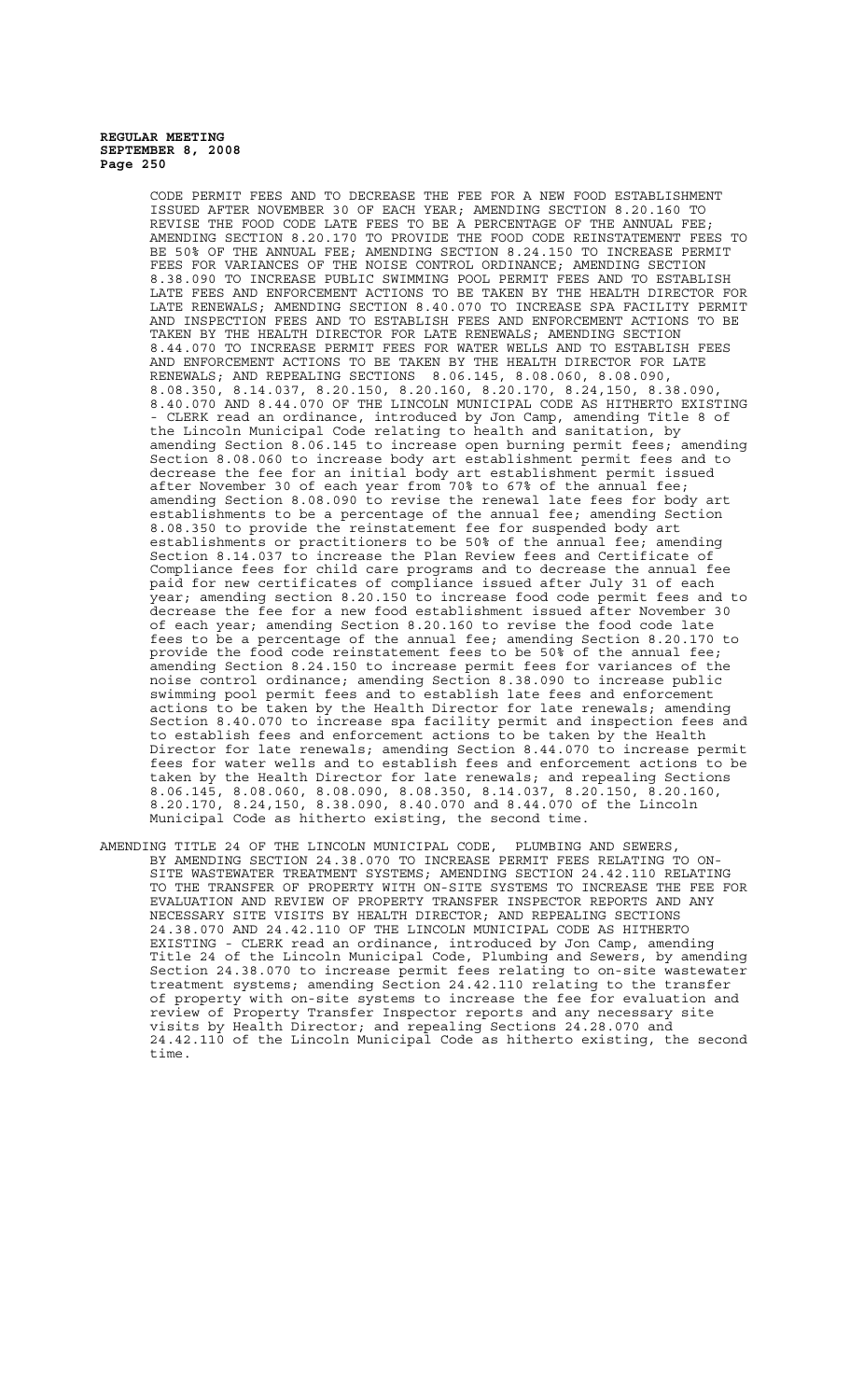CODE PERMIT FEES AND TO DECREASE THE FEE FOR A NEW FOOD ESTABLISHMENT ISSUED AFTER NOVEMBER 30 OF EACH YEAR; AMENDING SECTION 8.20.160 TO REVISE THE FOOD CODE LATE FEES TO BE A PERCENTAGE OF THE ANNUAL FEE; AMENDING SECTION 8.20.170 TO PROVIDE THE FOOD CODE REINSTATEMENT FEES TO BE 50% OF THE ANNUAL FEE; AMENDING SECTION 8.24.150 TO INCREASE PERMIT FEES FOR VARIANCES OF THE NOISE CONTROL ORDINANCE; AMENDING SECTION 8.38.090 TO INCREASE PUBLIC SWIMMING POOL PERMIT FEES AND TO ESTABLISH LATE FEES AND ENFORCEMENT ACTIONS TO BE TAKEN BY THE HEALTH DIRECTOR FOR LATE RENEWALS; AMENDING SECTION 8.40.070 TO INCREASE SPA FACILITY PERMIT AND INSPECTION FEES AND TO ESTABLISH FEES AND ENFORCEMENT ACTIONS TO BE TAKEN BY THE HEALTH DIRECTOR FOR LATE RENEWALS; AMENDING SECTION 8.44.070 TO INCREASE PERMIT FEES FOR WATER WELLS AND TO ESTABLISH FEES AND ENFORCEMENT ACTIONS TO BE TAKEN BY THE HEALTH DIRECTOR FOR LATE RENEWALS; AND REPEALING SECTIONS 8.06.145, 8.08.060, 8.08.090, 8.08.350, 8.14.037, 8.20.150, 8.20.160, 8.20.170, 8.24,150, 8.38.090, 8.40.070 AND 8.44.070 OF THE LINCOLN MUNICIPAL CODE AS HITHERTO EXISTING - CLERK read an ordinance, introduced by Jon Camp, amending Title 8 of the Lincoln Municipal Code relating to health and sanitation, by amending Section 8.06.145 to increase open burning permit fees; amending Section 8.08.060 to increase body art establishment permit fees and to decrease the fee for an initial body art establishment permit issued after November 30 of each year from 70% to 67% of the annual fee; amending Section 8.08.090 to revise the renewal late fees for body art establishments to be a percentage of the annual fee; amending Section 8.08.350 to provide the reinstatement fee for suspended body art establishments or practitioners to be 50% of the annual fee; amending Section 8.14.037 to increase the Plan Review fees and Certificate of Compliance fees for child care programs and to decrease the annual fee paid for new certificates of compliance issued after July 31 of each year; amending section 8.20.150 to increase food code permit fees and to decrease the fee for a new food establishment issued after November 30 of each year; amending Section 8.20.160 to revise the food code late fees to be a percentage of the annual fee; amending Section 8.20.170 to provide the food code reinstatement fees to be 50% of the annual fee; amending Section 8.24.150 to increase permit fees for variances of the noise control ordinance; amending Section 8.38.090 to increase public swimming pool permit fees and to establish late fees and enforcement actions to be taken by the Health Director for late renewals; amending Section 8.40.070 to increase spa facility permit and inspection fees and to establish fees and enforcement actions to be taken by the Health Director for late renewals; amending Section 8.44.070 to increase permit fees for water wells and to establish fees and enforcement actions to be taken by the Health Director for late renewals; and repealing Sections 8.06.145, 8.08.060, 8.08.090, 8.08.350, 8.14.037, 8.20.150, 8.20.160, 8.20.170, 8.24,150, 8.38.090, 8.40.070 and 8.44.070 of the Lincoln Municipal Code as hitherto existing, the second time.

AMENDING TITLE 24 OF THE LINCOLN MUNICIPAL CODE, PLUMBING AND SEWERS, BY AMENDING SECTION 24.38.070 TO INCREASE PERMIT FEES RELATING TO ON-SITE WASTEWATER TREATMENT SYSTEMS; AMENDING SECTION 24.42.110 RELATING TO THE TRANSFER OF PROPERTY WITH ON-SITE SYSTEMS TO INCREASE THE FEE FOR EVALUATION AND REVIEW OF PROPERTY TRANSFER INSPECTOR REPORTS AND ANY NECESSARY SITE VISITS BY HEALTH DIRECTOR; AND REPEALING SECTIONS 24.38.070 AND 24.42.110 OF THE LINCOLN MUNICIPAL CODE AS HITHERTO EXISTING - CLERK read an ordinance, introduced by Jon Camp, amending Title 24 of the Lincoln Municipal Code, Plumbing and Sewers, by amending Section 24.38.070 to increase permit fees relating to on-site wastewater treatment systems; amending Section 24.42.110 relating to the transfer of property with on-site systems to increase the fee for evaluation and review of Property Transfer Inspector reports and any necessary site visits by Health Director; and repealing Sections 24.28.070 and 24.42.110 of the Lincoln Municipal Code as hitherto existing, the second time.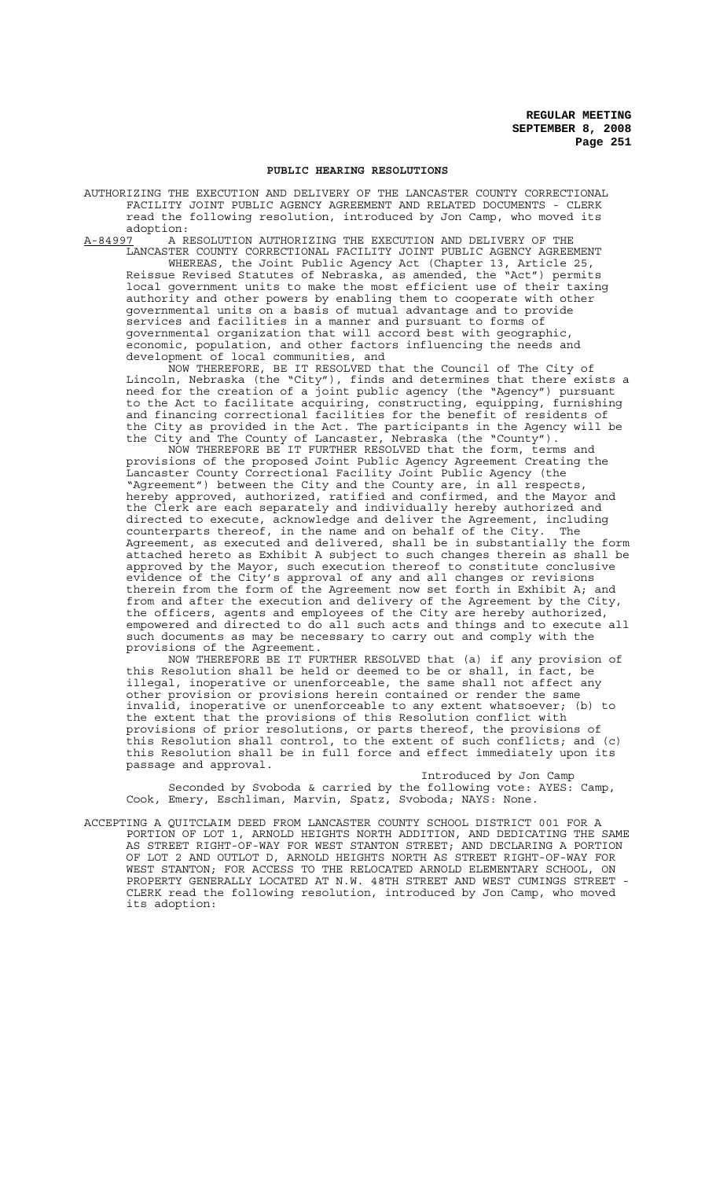## PUBLIC HEARING RESOLUTIONS

AUTHORIZING THE EXECUTION AND DELIVERY OF THE LANCASTER COUNTY CORRECTIONAL FACILITY JOINT PUBLIC AGENCY AGREEMENT AND RELATED DOCUMENTS - CLERK read the following resolution, introduced by Jon Camp, who moved its adoption:

A-84997 A RESOLUTION AUTHORIZING THE EXECUTION AND DELIVERY OF THE LANCASTER COUNTY CORRECTIONAL FACILITY JOINT PUBLIC AGENCY AGREEMENT

WHEREAS, the Joint Public Agency Act (Chapter 13, Article 25, Reissue Revised Statutes of Nebraska, as amended, the "Act") permits local government units to make the most efficient use of their taxing authority and other powers by enabling them to cooperate with other governmental units on a basis of mutual advantage and to provide services and facilities in a manner and pursuant to forms of governmental organization that will accord best with geographic, economic, population, and other factors influencing the needs and development of local communities, and

NOW THEREFORE, BE IT RESOLVED that the Council of The City of Lincoln, Nebraska (the "City"), finds and determines that there exists a need for the creation of a joint public agency (the "Agency") pursuant to the Act to facilitate acquiring, constructing, equipping, furnishing and financing correctional facilities for the benefit of residents of the City as provided in the Act. The participants in the Agency will be the City and The County of Lancaster, Nebraska (the "County").

NOW THEREFORE BE IT FURTHER RESOLVED that the form, terms and provisions of the proposed Joint Public Agency Agreement Creating the Lancaster County Correctional Facility Joint Public Agency (the "Agreement") between the City and the County are, in all respects, hereby approved, authorized, ratified and confirmed, and the Mayor and the Clerk are each separately and individually hereby authorized and directed to execute, acknowledge and deliver the Agreement, including counterparts thereof, in the name and on behalf of the City. The Agreement, as executed and delivered, shall be in substantially the form attached hereto as Exhibit A subject to such changes therein as shall be approved by the Mayor, such execution thereof to constitute conclusive evidence of the City's approval of any and all changes or revisions therein from the form of the Agreement now set forth in Exhibit A; and from and after the execution and delivery of the Agreement by the City, the officers, agents and employees of the City are hereby authorized, empowered and directed to do all such acts and things and to execute all such documents as may be necessary to carry out and comply with the provisions of the Agreement.

NOW THEREFORE BE IT FURTHER RESOLVED that (a) if any provision of this Resolution shall be held or deemed to be or shall, in fact, be illegal, inoperative or unenforceable, the same shall not affect any other provision or provisions herein contained or render the same invalid, inoperative or unenforceable to any extent whatsoever; (b) to the extent that the provisions of this Resolution conflict with provisions of prior resolutions, or parts thereof, the provisions of this Resolution shall control, to the extent of such conflicts; and (c) this Resolution shall be in full force and effect immediately upon its passage and approval.

Introduced by Jon Camp

Seconded by Svoboda & carried by the following vote: AYES: Camp, Cook, Emery, Eschliman, Marvin, Spatz, Svoboda; NAYS: None.

ACCEPTING A QUITCLAIM DEED FROM LANCASTER COUNTY SCHOOL DISTRICT 001 FOR A PORTION OF LOT 1, ARNOLD HEIGHTS NORTH ADDITION, AND DEDICATING THE SAME AS STREET RIGHT-OF-WAY FOR WEST STANTON STREET; AND DECLARING A PORTION OF LOT 2 AND OUTLOT D, ARNOLD HEIGHTS NORTH AS STREET RIGHT-OF-WAY FOR WEST STANTON; FOR ACCESS TO THE RELOCATED ARNOLD ELEMENTARY SCHOOL, ON PROPERTY GENERALLY LOCATED AT N.W. 48TH STREET AND WEST CUMINGS STREET - CLERK read the following resolution, introduced by Jon Camp, who moved its adoption: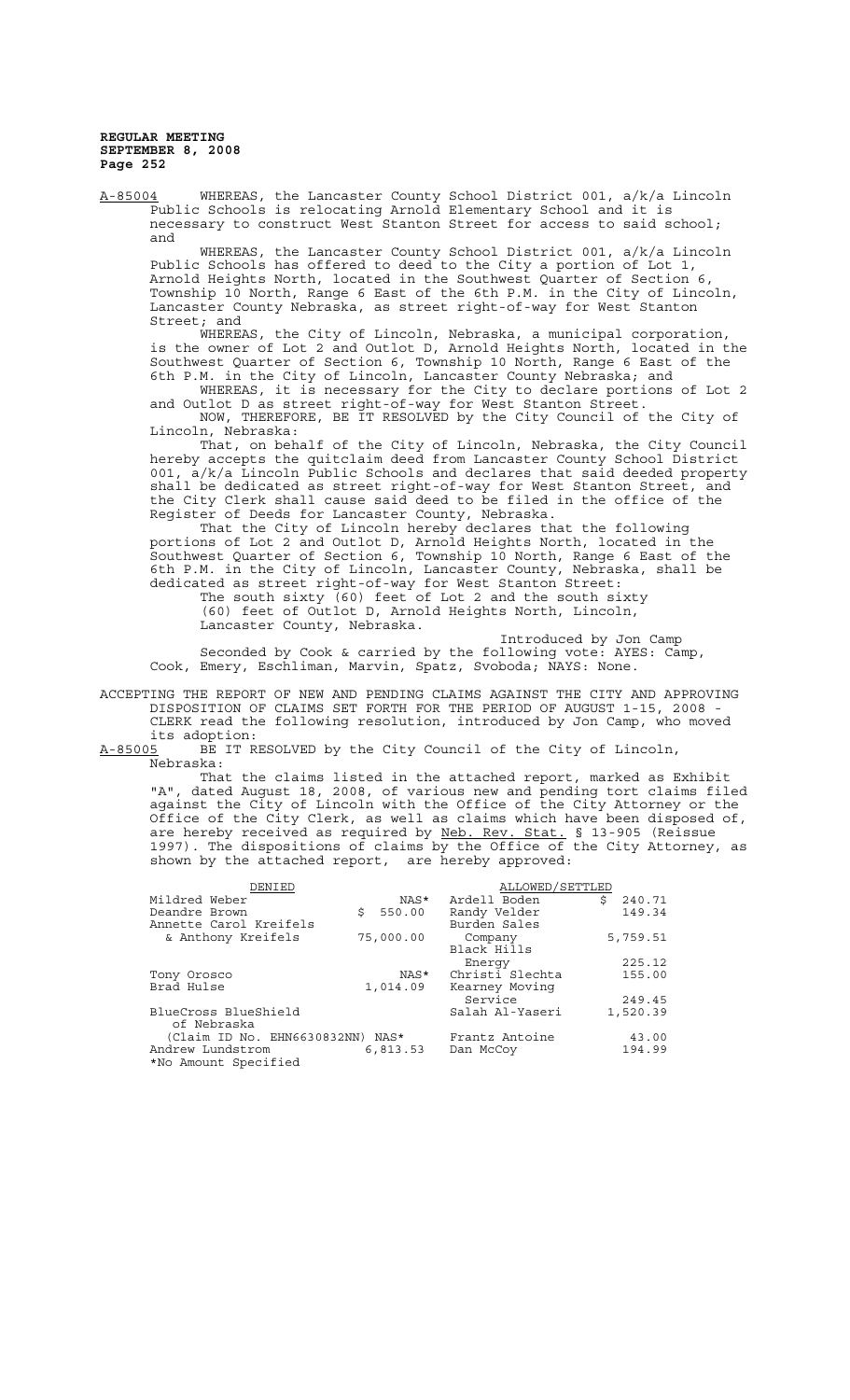A-85004 WHEREAS, the Lancaster County School District 001, a/k/a Lincoln Public Schools is relocating Arnold Elementary School and it is necessary to construct West Stanton Street for access to said school; and

WHEREAS, the Lancaster County School District 001, a/k/a Lincoln Public Schools has offered to deed to the City a portion of Lot 1, Arnold Heights North, located in the Southwest Quarter of Section 6, Township 10 North, Range 6 East of the 6th P.M. in the City of Lincoln, Lancaster County Nebraska, as street right-of-way for West Stanton Street; and

WHEREAS, the City of Lincoln, Nebraska, a municipal corporation, is the owner of Lot 2 and Outlot D, Arnold Heights North, located in the Southwest Quarter of Section 6, Township 10 North, Range 6 East of the 6th P.M. in the City of Lincoln, Lancaster County Nebraska; and

WHEREAS, it is necessary for the City to declare portions of Lot 2 and Outlot D as street right-of-way for West Stanton Street.

NOW, THEREFORE, BE IT RESOLVED by the City Council of the City of Lincoln, Nebraska:

That, on behalf of the City of Lincoln, Nebraska, the City Council hereby accepts the quitclaim deed from Lancaster County School District 001, a/k/a Lincoln Public Schools and declares that said deeded property shall be dedicated as street right-of-way for West Stanton Street, and the City Clerk shall cause said deed to be filed in the office of the Register of Deeds for Lancaster County, Nebraska.

That the City of Lincoln hereby declares that the following portions of Lot 2 and Outlot D, Arnold Heights North, located in the Southwest Quarter of Section 6, Township 10 North, Range 6 East of the 6th P.M. in the City of Lincoln, Lancaster County, Nebraska, shall be dedicated as street right-of-way for West Stanton Street:

The south sixty (60) feet of Lot 2 and the south sixty (60) feet of Outlot D, Arnold Heights North, Lincoln, Lancaster County, Nebraska.

Introduced by Jon Camp

Seconded by Cook & carried by the following vote: AYES: Camp, Cook, Emery, Eschliman, Marvin, Spatz, Svoboda; NAYS: None.

ACCEPTING THE REPORT OF NEW AND PENDING CLAIMS AGAINST THE CITY AND APPROVING DISPOSITION OF CLAIMS SET FORTH FOR THE PERIOD OF AUGUST 1-15, 2008 - CLERK read the following resolution, introduced by Jon Camp, who moved its adoption:

A-85005 BE IT RESOLVED by the City Council of the City of Lincoln, Nebraska:

That the claims listed in the attached report, marked as Exhibit "A", dated August 18, 2008, of various new and pending tort claims filed against the City of Lincoln with the Office of the City Attorney or the Office of the City Clerk, as well as claims which have been disposed of, are hereby received as required by Neb. Rev. Stat. § 13-905 (Reissue 1997). The dispositions of claims by the Office of the City Attorney, as shown by the attached report, are hereby approved:

| DENIED | | ALLOWED/SETTLED | |
|---|---|---|---|
| Mildred Weber | NAS* | Ardell Boden | $ 240.71 |
| Deandre Brown | $ 550.00 | Randy Velder | 149.34 |
| Annette Carol Kreifels & Anthony Kreifels | 75,000.00 | Burden Sales Company | 5,759.51 |
| | | Black Hills Energy | 225.12 |
| Tony Orosco | NAS* | Christi Slechta | 155.00 |
| Brad Hulse | 1,014.09 | Kearney Moving Service | 249.45 |
| BlueCross BlueShield of Nebraska (Claim ID No. EHN6630832NN) | NAS* | Salah Al-Yaseri | 1,520.39 |
| | | Frantz Antoine | 43.00 |
| Andrew Lundstrom | 6,813.53 | Dan McCoy | 194.99 |

*No Amount Specified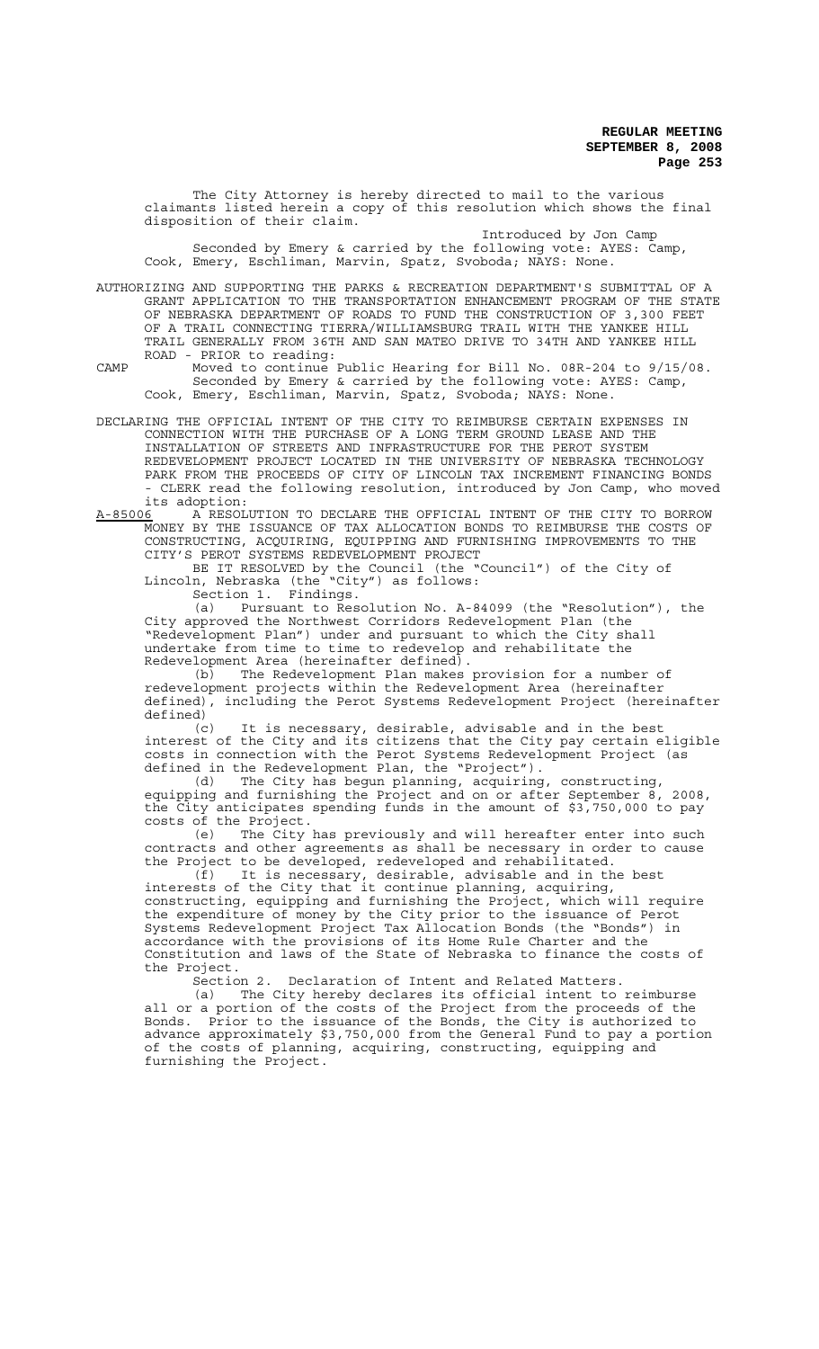The City Attorney is hereby directed to mail to the various claimants listed herein a copy of this resolution which shows the final disposition of their claim.

Introduced by Jon Camp

Seconded by Emery & carried by the following vote: AYES: Camp, Cook, Emery, Eschliman, Marvin, Spatz, Svoboda; NAYS: None.

AUTHORIZING AND SUPPORTING THE PARKS & RECREATION DEPARTMENT'S SUBMITTAL OF A GRANT APPLICATION TO THE TRANSPORTATION ENHANCEMENT PROGRAM OF THE STATE OF NEBRASKA DEPARTMENT OF ROADS TO FUND THE CONSTRUCTION OF 3,300 FEET OF A TRAIL CONNECTING TIERRA/WILLIAMSBURG TRAIL WITH THE YANKEE HILL TRAIL GENERALLY FROM 36TH AND SAN MATEO DRIVE TO 34TH AND YANKEE HILL ROAD - PRIOR to reading:

CAMP Moved to continue Public Hearing for Bill No. 08R-204 to 9/15/08. Seconded by Emery & carried by the following vote: AYES: Camp, Cook, Emery, Eschliman, Marvin, Spatz, Svoboda; NAYS: None.

DECLARING THE OFFICIAL INTENT OF THE CITY TO REIMBURSE CERTAIN EXPENSES IN CONNECTION WITH THE PURCHASE OF A LONG TERM GROUND LEASE AND THE INSTALLATION OF STREETS AND INFRASTRUCTURE FOR THE PEROT SYSTEM REDEVELOPMENT PROJECT LOCATED IN THE UNIVERSITY OF NEBRASKA TECHNOLOGY PARK FROM THE PROCEEDS OF CITY OF LINCOLN TAX INCREMENT FINANCING BONDS - CLERK read the following resolution, introduced by Jon Camp, who moved its adoption:

A-85006 A RESOLUTION TO DECLARE THE OFFICIAL INTENT OF THE CITY TO BORROW MONEY BY THE ISSUANCE OF TAX ALLOCATION BONDS TO REIMBURSE THE COSTS OF CONSTRUCTING, ACQUIRING, EQUIPPING AND FURNISHING IMPROVEMENTS TO THE CITY'S PEROT SYSTEMS REDEVELOPMENT PROJECT

BE IT RESOLVED by the Council (the "Council") of the City of Lincoln, Nebraska (the "City") as follows:

Section 1. Findings.

(a) Pursuant to Resolution No. A-84099 (the "Resolution"), the City approved the Northwest Corridors Redevelopment Plan (the "Redevelopment Plan") under and pursuant to which the City shall undertake from time to time to redevelop and rehabilitate the Redevelopment Area (hereinafter defined).

(b) The Redevelopment Plan makes provision for a number of redevelopment projects within the Redevelopment Area (hereinafter defined), including the Perot Systems Redevelopment Project (hereinafter defined)

(c) It is necessary, desirable, advisable and in the best interest of the City and its citizens that the City pay certain eligible costs in connection with the Perot Systems Redevelopment Project (as defined in the Redevelopment Plan, the "Project").

(d) The City has begun planning, acquiring, constructing, equipping and furnishing the Project and on or after September 8, 2008, the City anticipates spending funds in the amount of $3,750,000 to pay costs of the Project.

(e) The City has previously and will hereafter enter into such contracts and other agreements as shall be necessary in order to cause the Project to be developed, redeveloped and rehabilitated.

(f) It is necessary, desirable, advisable and in the best interests of the City that it continue planning, acquiring, constructing, equipping and furnishing the Project, which will require the expenditure of money by the City prior to the issuance of Perot Systems Redevelopment Project Tax Allocation Bonds (the "Bonds") in accordance with the provisions of its Home Rule Charter and the Constitution and laws of the State of Nebraska to finance the costs of the Project.

Section 2. Declaration of Intent and Related Matters.

(a) The City hereby declares its official intent to reimburse all or a portion of the costs of the Project from the proceeds of the Bonds. Prior to the issuance of the Bonds, the City is authorized to advance approximately $3,750,000 from the General Fund to pay a portion of the costs of planning, acquiring, constructing, equipping and furnishing the Project.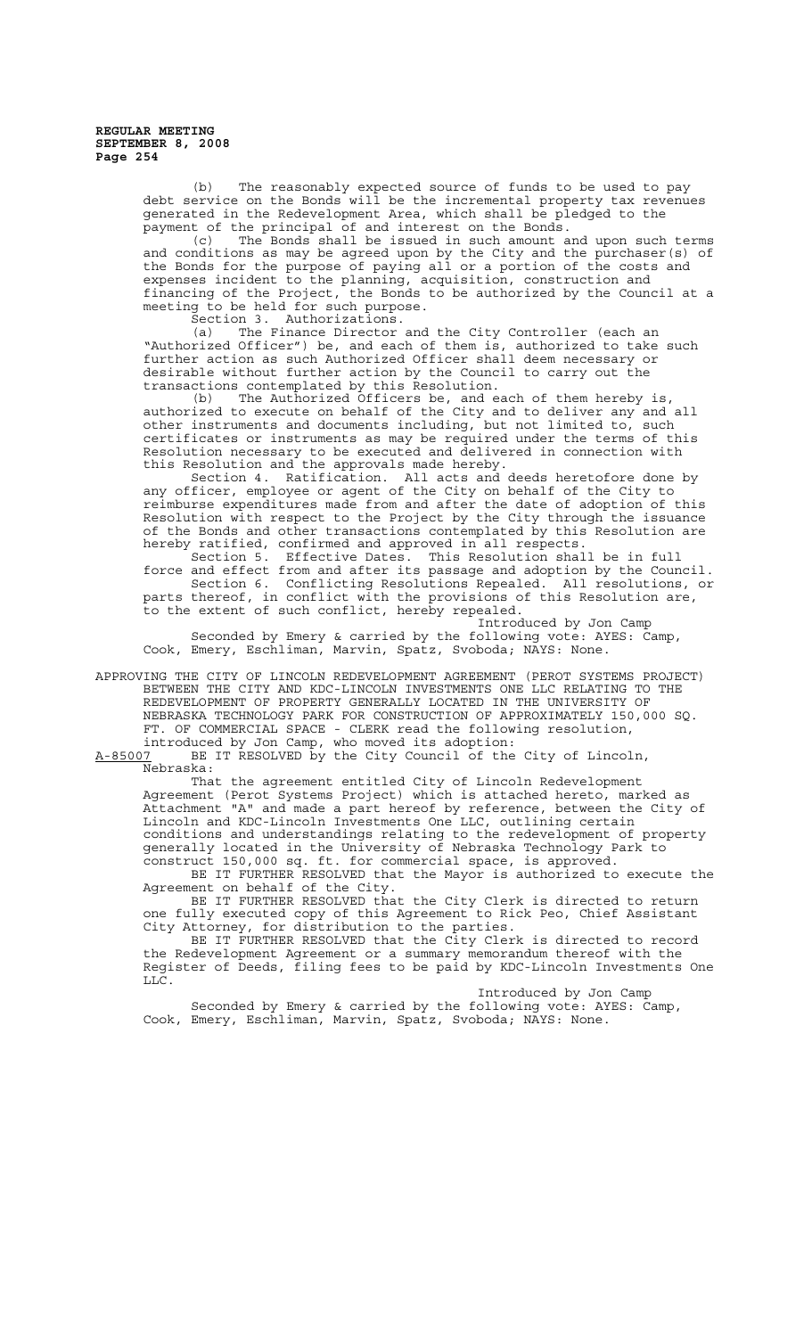(b) The reasonably expected source of funds to be used to pay debt service on the Bonds will be the incremental property tax revenues generated in the Redevelopment Area, which shall be pledged to the payment of the principal of and interest on the Bonds.

(c) The Bonds shall be issued in such amount and upon such terms and conditions as may be agreed upon by the City and the purchaser(s) of the Bonds for the purpose of paying all or a portion of the costs and expenses incident to the planning, acquisition, construction and financing of the Project, the Bonds to be authorized by the Council at a meeting to be held for such purpose.

Section 3. Authorizations.

(a) The Finance Director and the City Controller (each an "Authorized Officer") be, and each of them is, authorized to take such further action as such Authorized Officer shall deem necessary or desirable without further action by the Council to carry out the transactions contemplated by this Resolution.

(b) The Authorized Officers be, and each of them hereby is, authorized to execute on behalf of the City and to deliver any and all other instruments and documents including, but not limited to, such certificates or instruments as may be required under the terms of this Resolution necessary to be executed and delivered in connection with this Resolution and the approvals made hereby.

Section 4. Ratification. All acts and deeds heretofore done by any officer, employee or agent of the City on behalf of the City to reimburse expenditures made from and after the date of adoption of this Resolution with respect to the Project by the City through the issuance of the Bonds and other transactions contemplated by this Resolution are hereby ratified, confirmed and approved in all respects.

Section 5. Effective Dates. This Resolution shall be in full force and effect from and after its passage and adoption by the Council.

Section 6. Conflicting Resolutions Repealed. All resolutions, or parts thereof, in conflict with the provisions of this Resolution are, to the extent of such conflict, hereby repealed.

Introduced by Jon Camp

Seconded by Emery & carried by the following vote: AYES: Camp, Cook, Emery, Eschliman, Marvin, Spatz, Svoboda; NAYS: None.

APPROVING THE CITY OF LINCOLN REDEVELOPMENT AGREEMENT (PEROT SYSTEMS PROJECT) BETWEEN THE CITY AND KDC-LINCOLN INVESTMENTS ONE LLC RELATING TO THE REDEVELOPMENT OF PROPERTY GENERALLY LOCATED IN THE UNIVERSITY OF NEBRASKA TECHNOLOGY PARK FOR CONSTRUCTION OF APPROXIMATELY 150,000 SQ. FT. OF COMMERCIAL SPACE - CLERK read the following resolution, introduced by Jon Camp, who moved its adoption:

A-85007 BE IT RESOLVED by the City Council of the City of Lincoln, Nebraska:

That the agreement entitled City of Lincoln Redevelopment Agreement (Perot Systems Project) which is attached hereto, marked as Attachment "A" and made a part hereof by reference, between the City of Lincoln and KDC-Lincoln Investments One LLC, outlining certain conditions and understandings relating to the redevelopment of property generally located in the University of Nebraska Technology Park to construct 150,000 sq. ft. for commercial space, is approved.

BE IT FURTHER RESOLVED that the Mayor is authorized to execute the Agreement on behalf of the City.

BE IT FURTHER RESOLVED that the City Clerk is directed to return one fully executed copy of this Agreement to Rick Peo, Chief Assistant City Attorney, for distribution to the parties.

BE IT FURTHER RESOLVED that the City Clerk is directed to record the Redevelopment Agreement or a summary memorandum thereof with the Register of Deeds, filing fees to be paid by KDC-Lincoln Investments One LLC.

Introduced by Jon Camp

Seconded by Emery & carried by the following vote: AYES: Camp, Cook, Emery, Eschliman, Marvin, Spatz, Svoboda; NAYS: None.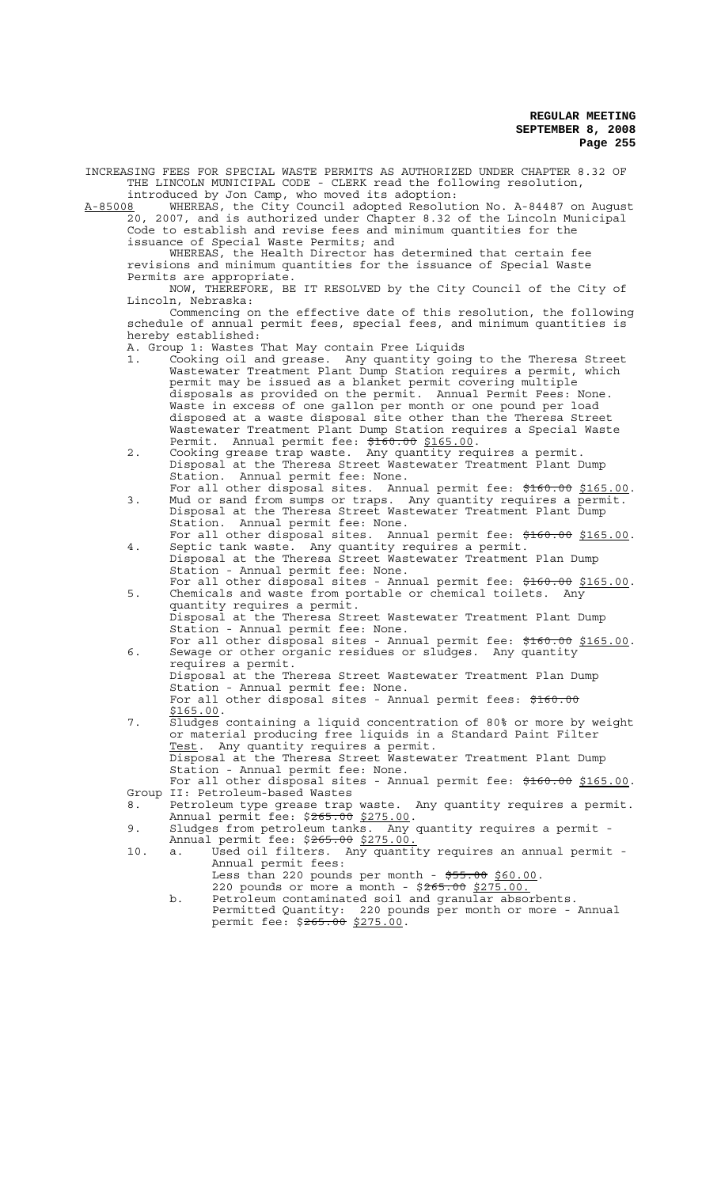INCREASING FEES FOR SPECIAL WASTE PERMITS AS AUTHORIZED UNDER CHAPTER 8.32 OF THE LINCOLN MUNICIPAL CODE - CLERK read the following resolution, introduced by Jon Camp, who moved its adoption:

A-85008 WHEREAS, the City Council adopted Resolution No. A-84487 on August 20, 2007, and is authorized under Chapter 8.32 of the Lincoln Municipal Code to establish and revise fees and minimum quantities for the issuance of Special Waste Permits; and

WHEREAS, the Health Director has determined that certain fee revisions and minimum quantities for the issuance of Special Waste Permits are appropriate.

NOW, THEREFORE, BE IT RESOLVED by the City Council of the City of Lincoln, Nebraska:

Commencing on the effective date of this resolution, the following schedule of annual permit fees, special fees, and minimum quantities is hereby established:

A. Group 1: Wastes That May contain Free Liquids

1. Cooking oil and grease. Any quantity going to the Theresa Street Wastewater Treatment Plant Dump Station requires a permit, which permit may be issued as a blanket permit covering multiple disposals as provided on the permit. Annual Permit Fees: None. Waste in excess of one gallon per month or one pound per load disposed at a waste disposal site other than the Theresa Street Wastewater Treatment Plant Dump Station requires a Special Waste Permit. Annual permit fee: ~~$160.00~~ $165.00.
2. Cooking grease trap waste. Any quantity requires a permit. Disposal at the Theresa Street Wastewater Treatment Plant Dump Station. Annual permit fee: None.
   For all other disposal sites. Annual permit fee: ~~$160.00~~ $165.00.
3. Mud or sand from sumps or traps. Any quantity requires a permit. Disposal at the Theresa Street Wastewater Treatment Plant Dump Station. Annual permit fee: None.
   For all other disposal sites. Annual permit fee: ~~$160.00~~ $165.00.
4. Septic tank waste. Any quantity requires a permit. Disposal at the Theresa Street Wastewater Treatment Plan Dump Station - Annual permit fee: None.
   For all other disposal sites - Annual permit fee: ~~$160.00~~ $165.00.
5. Chemicals and waste from portable or chemical toilets. Any quantity requires a permit.
   Disposal at the Theresa Street Wastewater Treatment Plant Dump Station - Annual permit fee: None.
   For all other disposal sites - Annual permit fee: ~~$160.00~~ $165.00.
6. Sewage or other organic residues or sludges. Any quantity requires a permit.
   Disposal at the Theresa Street Wastewater Treatment Plan Dump Station - Annual permit fee: None.
   For all other disposal sites - Annual permit fees: ~~$160.00~~ $165.00.
7. Sludges containing a liquid concentration of 80% or more by weight or material producing free liquids in a Standard Paint Filter Test. Any quantity requires a permit.
   Disposal at the Theresa Street Wastewater Treatment Plant Dump Station - Annual permit fee: None.
   For all other disposal sites - Annual permit fee: ~~$160.00~~ $165.00.

Group II: Petroleum-based Wastes

8. Petroleum type grease trap waste. Any quantity requires a permit. Annual permit fee: ~~$265.00~~ $275.00.
9. Sludges from petroleum tanks. Any quantity requires a permit - Annual permit fee: ~~$265.00~~ $275.00.
10. a. Used oil filters. Any quantity requires an annual permit - Annual permit fees:
    Less than 220 pounds per month - ~~$55.00~~ $60.00.
    220 pounds or more a month - ~~$265.00~~ $275.00.
    b. Petroleum contaminated soil and granular absorbents. Permitted Quantity: 220 pounds per month or more - Annual permit fee: ~~$265.00~~ $275.00.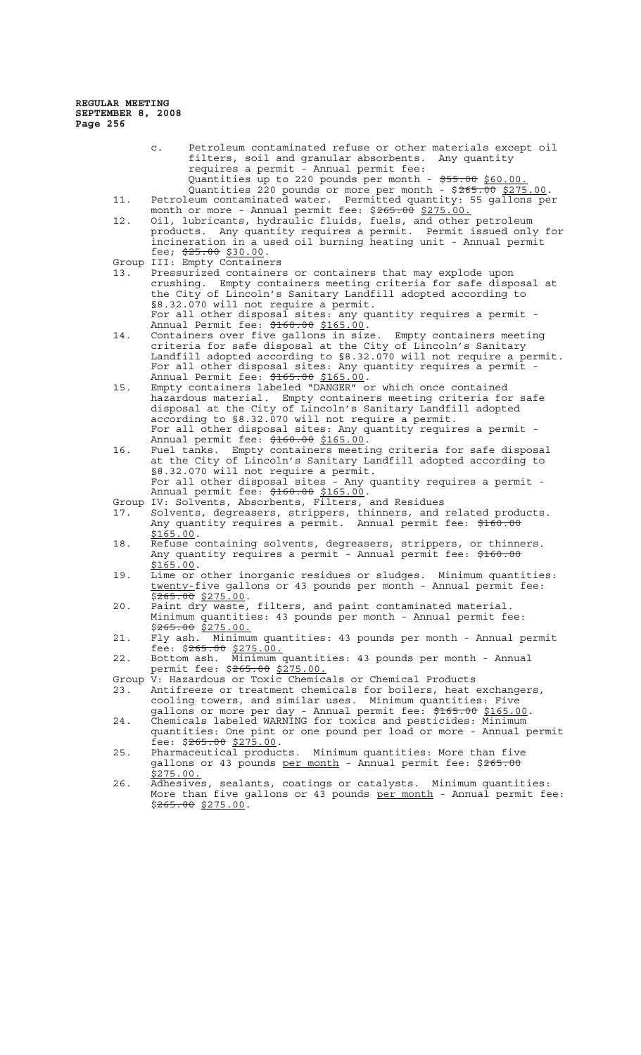c. Petroleum contaminated refuse or other materials except oil filters, soil and granular absorbents. Any quantity requires a permit - Annual permit fee:
   Quantities up to 220 pounds per month - ~~$55.00~~ $60.00.
   Quantities 220 pounds or more per month - $~~265.00~~ $275.00.

11. Petroleum contaminated water. Permitted quantity: 55 gallons per month or more - Annual permit fee: $~~265.00~~ $275.00.
12. Oil, lubricants, hydraulic fluids, fuels, and other petroleum products. Any quantity requires a permit. Permit issued only for incineration in a used oil burning heating unit - Annual permit fee; ~~$25.00~~ $30.00.

Group III: Empty Containers

13. Pressurized containers or containers that may explode upon crushing. Empty containers meeting criteria for safe disposal at the City of Lincoln's Sanitary Landfill adopted according to §8.32.070 will not require a permit.
    For all other disposal sites: any quantity requires a permit - Annual Permit fee: ~~$160.00~~ $165.00.
14. Containers over five gallons in size. Empty containers meeting criteria for safe disposal at the City of Lincoln's Sanitary Landfill adopted according to §8.32.070 will not require a permit. For all other disposal sites: Any quantity requires a permit - Annual Permit fee: ~~$165.00~~ $165.00.
15. Empty containers labeled "DANGER" or which once contained hazardous material. Empty containers meeting criteria for safe disposal at the City of Lincoln's Sanitary Landfill adopted according to §8.32.070 will not require a permit.
    For all other disposal sites: Any quantity requires a permit - Annual permit fee: ~~$160.00~~ $165.00.
16. Fuel tanks. Empty containers meeting criteria for safe disposal at the City of Lincoln's Sanitary Landfill adopted according to §8.32.070 will not require a permit.
    For all other disposal sites - Any quantity requires a permit - Annual permit fee: ~~$160.00~~ $165.00.

Group IV: Solvents, Absorbents, Filters, and Residues

17. Solvents, degreasers, strippers, thinners, and related products. Any quantity requires a permit. Annual permit fee: ~~$160.00~~ $165.00.
18. Refuse containing solvents, degreasers, strippers, or thinners. Any quantity requires a permit - Annual permit fee: ~~$160.00~~ $165.00.
19. Lime or other inorganic residues or sludges. Minimum quantities: twenty-five gallons or 43 pounds per month - Annual permit fee: ~~$265.00~~ $275.00.
20. Paint dry waste, filters, and paint contaminated material. Minimum quantities: 43 pounds per month - Annual permit fee: ~~$265.00~~ $275.00.
21. Fly ash. Minimum quantities: 43 pounds per month - Annual permit fee: $~~265.00~~ $275.00.
22. Bottom ash. Minimum quantities: 43 pounds per month - Annual permit fee: $~~265.00~~ $275.00.

Group V: Hazardous or Toxic Chemicals or Chemical Products

23. Antifreeze or treatment chemicals for boilers, heat exchangers, cooling towers, and similar uses. Minimum quantities: Five gallons or more per day - Annual permit fee: ~~$165.00~~ $165.00.
24. Chemicals labeled WARNING for toxics and pesticides: Minimum quantities: One pint or one pound per load or more - Annual permit fee: $~~265.00~~ $275.00.
25. Pharmaceutical products. Minimum quantities: More than five gallons or 43 pounds per month - Annual permit fee: $~~265.00~~ $275.00.
26. Adhesives, sealants, coatings or catalysts. Minimum quantities: More than five gallons or 43 pounds per month - Annual permit fee: ~~$265.00~~ $275.00.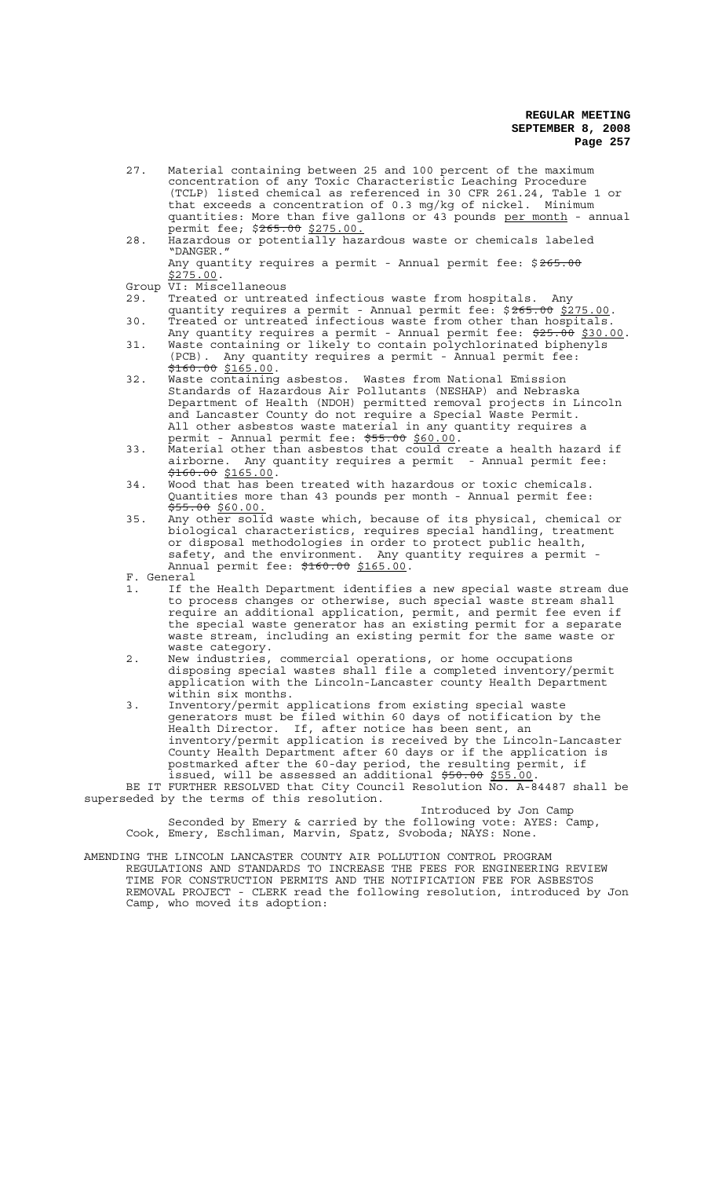27. Material containing between 25 and 100 percent of the maximum concentration of any Toxic Characteristic Leaching Procedure (TCLP) listed chemical as referenced in 30 CFR 261.24, Table 1 or that exceeds a concentration of 0.3 mg/kg of nickel. Minimum quantities: More than five gallons or 43 pounds per month - annual permit fee; ~~$265.00~~ $275.00.
28. Hazardous or potentially hazardous waste or chemicals labeled "DANGER."
    Any quantity requires a permit - Annual permit fee: ~~$265.00~~ $275.00.

Group VI: Miscellaneous

29. Treated or untreated infectious waste from hospitals. Any quantity requires a permit - Annual permit fee: ~~$265.00~~ $275.00.
30. Treated or untreated infectious waste from other than hospitals. Any quantity requires a permit - Annual permit fee: ~~$25.00~~ $30.00.
31. Waste containing or likely to contain polychlorinated biphenyls (PCB). Any quantity requires a permit - Annual permit fee: ~~$160.00~~ $165.00.
32. Waste containing asbestos. Wastes from National Emission Standards of Hazardous Air Pollutants (NESHAP) and Nebraska Department of Health (NDOH) permitted removal projects in Lincoln and Lancaster County do not require a Special Waste Permit. All other asbestos waste material in any quantity requires a permit - Annual permit fee: ~~$55.00~~ $60.00.
33. Material other than asbestos that could create a health hazard if airborne. Any quantity requires a permit - Annual permit fee: ~~$160.00~~ $165.00.
34. Wood that has been treated with hazardous or toxic chemicals. Quantities more than 43 pounds per month - Annual permit fee: ~~$55.00~~ $60.00.
35. Any other solid waste which, because of its physical, chemical or biological characteristics, requires special handling, treatment or disposal methodologies in order to protect public health, safety, and the environment. Any quantity requires a permit - Annual permit fee: ~~$160.00~~ $165.00.

F. General

1. If the Health Department identifies a new special waste stream due to process changes or otherwise, such special waste stream shall require an additional application, permit, and permit fee even if the special waste generator has an existing permit for a separate waste stream, including an existing permit for the same waste or waste category.
2. New industries, commercial operations, or home occupations disposing special wastes shall file a completed inventory/permit application with the Lincoln-Lancaster county Health Department within six months.
3. Inventory/permit applications from existing special waste generators must be filed within 60 days of notification by the Health Director. If, after notice has been sent, an inventory/permit application is received by the Lincoln-Lancaster County Health Department after 60 days or if the application is postmarked after the 60-day period, the resulting permit, if issued, will be assessed an additional ~~$50.00~~ $55.00.

BE IT FURTHER RESOLVED that City Council Resolution No. A-84487 shall be superseded by the terms of this resolution.

Introduced by Jon Camp

Seconded by Emery & carried by the following vote: AYES: Camp, Cook, Emery, Eschliman, Marvin, Spatz, Svoboda; NAYS: None.

AMENDING THE LINCOLN LANCASTER COUNTY AIR POLLUTION CONTROL PROGRAM REGULATIONS AND STANDARDS TO INCREASE THE FEES FOR ENGINEERING REVIEW TIME FOR CONSTRUCTION PERMITS AND THE NOTIFICATION FEE FOR ASBESTOS REMOVAL PROJECT - CLERK read the following resolution, introduced by Jon Camp, who moved its adoption: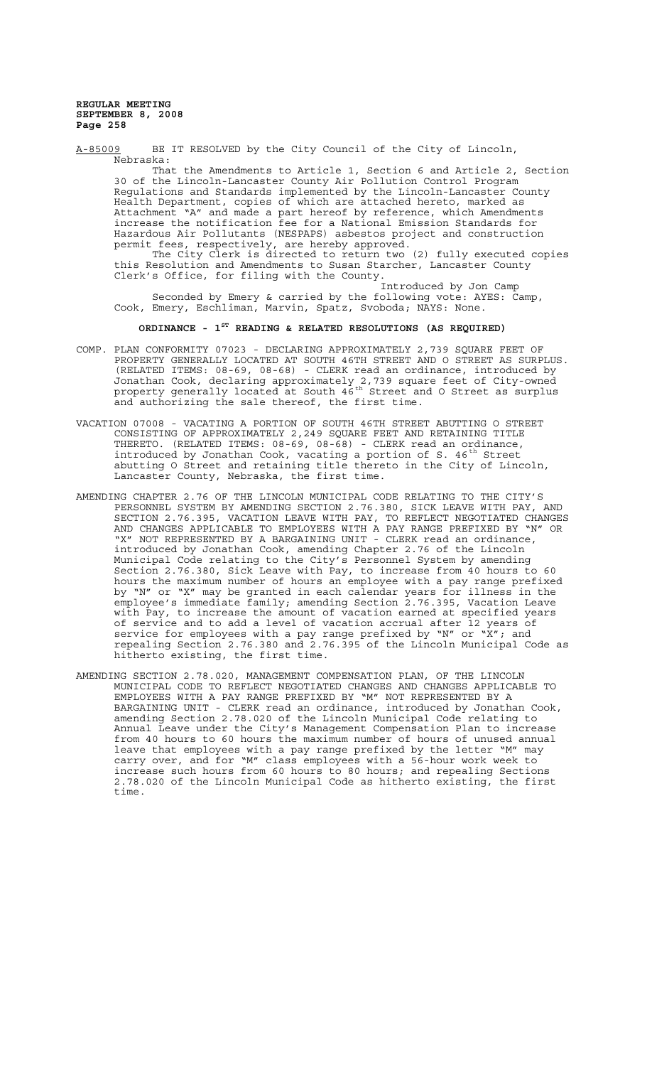A-85009 BE IT RESOLVED by the City Council of the City of Lincoln, Nebraska:

That the Amendments to Article 1, Section 6 and Article 2, Section 30 of the Lincoln-Lancaster County Air Pollution Control Program Regulations and Standards implemented by the Lincoln-Lancaster County Health Department, copies of which are attached hereto, marked as Attachment "A" and made a part hereof by reference, which Amendments increase the notification fee for a National Emission Standards for Hazardous Air Pollutants (NESPAPS) asbestos project and construction permit fees, respectively, are hereby approved.

The City Clerk is directed to return two (2) fully executed copies this Resolution and Amendments to Susan Starcher, Lancaster County Clerk's Office, for filing with the County.

Introduced by Jon Camp

Seconded by Emery & carried by the following vote: AYES: Camp, Cook, Emery, Eschliman, Marvin, Spatz, Svoboda; NAYS: None.

## ORDINANCE - 1ST READING & RELATED RESOLUTIONS (AS REQUIRED)

COMP. PLAN CONFORMITY 07023 - DECLARING APPROXIMATELY 2,739 SQUARE FEET OF PROPERTY GENERALLY LOCATED AT SOUTH 46TH STREET AND O STREET AS SURPLUS. (RELATED ITEMS: 08-69, 08-68) - CLERK read an ordinance, introduced by Jonathan Cook, declaring approximately 2,739 square feet of City-owned property generally located at South 46th Street and O Street as surplus and authorizing the sale thereof, the first time.

VACATION 07008 - VACATING A PORTION OF SOUTH 46TH STREET ABUTTING O STREET CONSISTING OF APPROXIMATELY 2,249 SQUARE FEET AND RETAINING TITLE THERETO. (RELATED ITEMS: 08-69, 08-68) - CLERK read an ordinance, introduced by Jonathan Cook, vacating a portion of S. 46th Street abutting O Street and retaining title thereto in the City of Lincoln, Lancaster County, Nebraska, the first time.

AMENDING CHAPTER 2.76 OF THE LINCOLN MUNICIPAL CODE RELATING TO THE CITY'S PERSONNEL SYSTEM BY AMENDING SECTION 2.76.380, SICK LEAVE WITH PAY, AND SECTION 2.76.395, VACATION LEAVE WITH PAY, TO REFLECT NEGOTIATED CHANGES AND CHANGES APPLICABLE TO EMPLOYEES WITH A PAY RANGE PREFIXED BY "N" OR "X" NOT REPRESENTED BY A BARGAINING UNIT - CLERK read an ordinance, introduced by Jonathan Cook, amending Chapter 2.76 of the Lincoln Municipal Code relating to the City's Personnel System by amending Section 2.76.380, Sick Leave with Pay, to increase from 40 hours to 60 hours the maximum number of hours an employee with a pay range prefixed by "N" or "X" may be granted in each calendar years for illness in the employee's immediate family; amending Section 2.76.395, Vacation Leave with Pay, to increase the amount of vacation earned at specified years of service and to add a level of vacation accrual after 12 years of service for employees with a pay range prefixed by "N" or "X"; and repealing Section 2.76.380 and 2.76.395 of the Lincoln Municipal Code as hitherto existing, the first time.

AMENDING SECTION 2.78.020, MANAGEMENT COMPENSATION PLAN, OF THE LINCOLN MUNICIPAL CODE TO REFLECT NEGOTIATED CHANGES AND CHANGES APPLICABLE TO EMPLOYEES WITH A PAY RANGE PREFIXED BY "M" NOT REPRESENTED BY A BARGAINING UNIT - CLERK read an ordinance, introduced by Jonathan Cook, amending Section 2.78.020 of the Lincoln Municipal Code relating to Annual Leave under the City's Management Compensation Plan to increase from 40 hours to 60 hours the maximum number of hours of unused annual leave that employees with a pay range prefixed by the letter "M" may carry over, and for "M" class employees with a 56-hour work week to increase such hours from 60 hours to 80 hours; and repealing Sections 2.78.020 of the Lincoln Municipal Code as hitherto existing, the first time.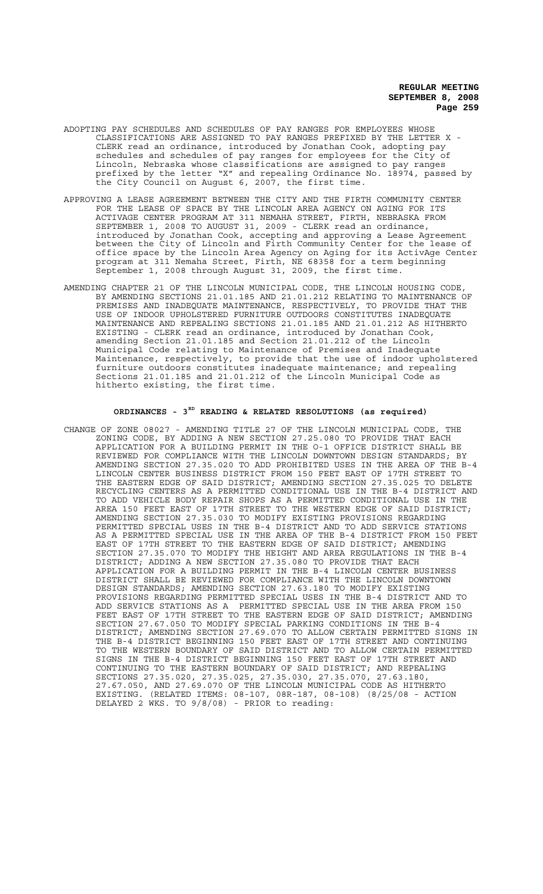ADOPTING PAY SCHEDULES AND SCHEDULES OF PAY RANGES FOR EMPLOYEES WHOSE CLASSIFICATIONS ARE ASSIGNED TO PAY RANGES PREFIXED BY THE LETTER X - CLERK read an ordinance, introduced by Jonathan Cook, adopting pay schedules and schedules of pay ranges for employees for the City of Lincoln, Nebraska whose classifications are assigned to pay ranges prefixed by the letter "X" and repealing Ordinance No. 18974, passed by the City Council on August 6, 2007, the first time.

APPROVING A LEASE AGREEMENT BETWEEN THE CITY AND THE FIRTH COMMUNITY CENTER FOR THE LEASE OF SPACE BY THE LINCOLN AREA AGENCY ON AGING FOR ITS ACTIVAGE CENTER PROGRAM AT 311 NEMAHA STREET, FIRTH, NEBRASKA FROM SEPTEMBER 1, 2008 TO AUGUST 31, 2009 - CLERK read an ordinance, introduced by Jonathan Cook, accepting and approving a Lease Agreement between the City of Lincoln and Firth Community Center for the lease of office space by the Lincoln Area Agency on Aging for its ActivAge Center program at 311 Nemaha Street, Firth, NE 68358 for a term beginning September 1, 2008 through August 31, 2009, the first time.

AMENDING CHAPTER 21 OF THE LINCOLN MUNICIPAL CODE, THE LINCOLN HOUSING CODE, BY AMENDING SECTIONS 21.01.185 AND 21.01.212 RELATING TO MAINTENANCE OF PREMISES AND INADEQUATE MAINTENANCE, RESPECTIVELY, TO PROVIDE THAT THE USE OF INDOOR UPHOLSTERED FURNITURE OUTDOORS CONSTITUTES INADEQUATE MAINTENANCE AND REPEALING SECTIONS 21.01.185 AND 21.01.212 AS HITHERTO EXISTING - CLERK read an ordinance, introduced by Jonathan Cook, amending Section 21.01.185 and Section 21.01.212 of the Lincoln Municipal Code relating to Maintenance of Premises and Inadequate Maintenance, respectively, to provide that the use of indoor upholstered furniture outdoors constitutes inadequate maintenance; and repealing Sections 21.01.185 and 21.01.212 of the Lincoln Municipal Code as hitherto existing, the first time.

## ORDINANCES - 3RD READING & RELATED RESOLUTIONS (as required)

CHANGE OF ZONE 08027 - AMENDING TITLE 27 OF THE LINCOLN MUNICIPAL CODE, THE ZONING CODE, BY ADDING A NEW SECTION 27.25.080 TO PROVIDE THAT EACH APPLICATION FOR A BUILDING PERMIT IN THE O-1 OFFICE DISTRICT SHALL BE REVIEWED FOR COMPLIANCE WITH THE LINCOLN DOWNTOWN DESIGN STANDARDS; BY AMENDING SECTION 27.35.020 TO ADD PROHIBITED USES IN THE AREA OF THE B-4 LINCOLN CENTER BUSINESS DISTRICT FROM 150 FEET EAST OF 17TH STREET TO THE EASTERN EDGE OF SAID DISTRICT; AMENDING SECTION 27.35.025 TO DELETE RECYCLING CENTERS AS A PERMITTED CONDITIONAL USE IN THE B-4 DISTRICT AND TO ADD VEHICLE BODY REPAIR SHOPS AS A PERMITTED CONDITIONAL USE IN THE AREA 150 FEET EAST OF 17TH STREET TO THE WESTERN EDGE OF SAID DISTRICT; AMENDING SECTION 27.35.030 TO MODIFY EXISTING PROVISIONS REGARDING PERMITTED SPECIAL USES IN THE B-4 DISTRICT AND TO ADD SERVICE STATIONS AS A PERMITTED SPECIAL USE IN THE AREA OF THE B-4 DISTRICT FROM 150 FEET EAST OF 17TH STREET TO THE EASTERN EDGE OF SAID DISTRICT; AMENDING SECTION 27.35.070 TO MODIFY THE HEIGHT AND AREA REGULATIONS IN THE B-4 DISTRICT; ADDING A NEW SECTION 27.35.080 TO PROVIDE THAT EACH APPLICATION FOR A BUILDING PERMIT IN THE B-4 LINCOLN CENTER BUSINESS DISTRICT SHALL BE REVIEWED FOR COMPLIANCE WITH THE LINCOLN DOWNTOWN DESIGN STANDARDS; AMENDING SECTION 27.63.180 TO MODIFY EXISTING PROVISIONS REGARDING PERMITTED SPECIAL USES IN THE B-4 DISTRICT AND TO ADD SERVICE STATIONS AS A PERMITTED SPECIAL USE IN THE AREA FROM 150 FEET EAST OF 17TH STREET TO THE EASTERN EDGE OF SAID DISTRICT; AMENDING SECTION 27.67.050 TO MODIFY SPECIAL PARKING CONDITIONS IN THE B-4 DISTRICT; AMENDING SECTION 27.69.070 TO ALLOW CERTAIN PERMITTED SIGNS IN THE B-4 DISTRICT BEGINNING 150 FEET EAST OF 17TH STREET AND CONTINUING TO THE WESTERN BOUNDARY OF SAID DISTRICT AND TO ALLOW CERTAIN PERMITTED SIGNS IN THE B-4 DISTRICT BEGINNING 150 FEET EAST OF 17TH STREET AND CONTINUING TO THE EASTERN BOUNDARY OF SAID DISTRICT; AND REPEALING SECTIONS 27.35.020, 27.35.025, 27.35.030, 27.35.070, 27.63.180, 27.67.050, AND 27.69.070 OF THE LINCOLN MUNICIPAL CODE AS HITHERTO EXISTING. (RELATED ITEMS: 08-107, 08R-187, 08-108) (8/25/08 - ACTION DELAYED 2 WKS. TO 9/8/08) - PRIOR to reading: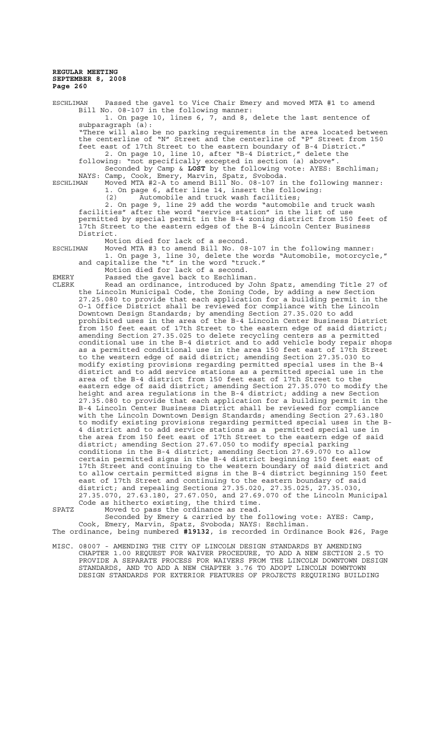ESCHLIMAN Passed the gavel to Vice Chair Emery and moved MTA #1 to amend Bill No. 08-107 in the following manner:

1. On page 10, lines 6, 7, and 8, delete the last sentence of subparagraph (a):

"There will also be no parking requirements in the area located between the centerline of "N" Street and the centerline of "P" Street from 150 feet east of 17th Street to the eastern boundary of B-4 District."

2. On page 10, line 10, after "B-4 District," delete the following: "not specifically excepted in section (a) above".

Seconded by Camp & **LOST** by the following vote: AYES: Eschliman; NAYS: Camp, Cook, Emery, Marvin, Spatz, Svoboda.

ESCHLIMAN Moved MTA #2-A to amend Bill No. 08-107 in the following manner:

1. On page 6, after line 14, insert the following:

(2) Automobile and truck wash facilities;

2. On page 9, line 29 add the words "automobile and truck wash facilities" after the word "service station" in the list of use permitted by special permit in the B-4 zoning district from 150 feet of 17th Street to the eastern edges of the B-4 Lincoln Center Business District.

Motion died for lack of a second.

ESCHLIMAN Moved MTA #3 to amend Bill No. 08-107 in the following manner:

1. On page 3, line 30, delete the words "Automobile, motorcycle," and capitalize the "t" in the word "truck."

Motion died for lack of a second.

EMERY Passed the gavel back to Eschliman.

CLERK Read an ordinance, introduced by John Spatz, amending Title 27 of the Lincoln Municipal Code, the Zoning Code, by adding a new Section 27.25.080 to provide that each application for a building permit in the O-1 Office District shall be reviewed for compliance with the Lincoln Downtown Design Standards; by amending Section 27.35.020 to add prohibited uses in the area of the B-4 Lincoln Center Business District from 150 feet east of 17th Street to the eastern edge of said district; amending Section 27.35.025 to delete recycling centers as a permitted conditional use in the B-4 district and to add vehicle body repair shops as a permitted conditional use in the area 150 feet east of 17th Street to the western edge of said district; amending Section 27.35.030 to modify existing provisions regarding permitted special uses in the B-4 district and to add service stations as a permitted special use in the area of the B-4 district from 150 feet east of 17th Street to the eastern edge of said district; amending Section 27.35.070 to modify the height and area regulations in the B-4 district; adding a new Section 27.35.080 to provide that each application for a building permit in the B-4 Lincoln Center Business District shall be reviewed for compliance with the Lincoln Downtown Design Standards; amending Section 27.63.180 to modify existing provisions regarding permitted special uses in the B-4 district and to add service stations as a permitted special use in the area from 150 feet east of 17th Street to the eastern edge of said district; amending Section 27.67.050 to modify special parking conditions in the B-4 district; amending Section 27.69.070 to allow certain permitted signs in the B-4 district beginning 150 feet east of 17th Street and continuing to the western boundary of said district and to allow certain permitted signs in the B-4 district beginning 150 feet east of 17th Street and continuing to the eastern boundary of said district; and repealing Sections 27.35.020, 27.35.025, 27.35.030, 27.35.070, 27.63.180, 27.67.050, and 27.69.070 of the Lincoln Municipal Code as hitherto existing, the third time.

SPATZ Moved to pass the ordinance as read.

Seconded by Emery & carried by the following vote: AYES: Camp, Cook, Emery, Marvin, Spatz, Svoboda; NAYS: Eschliman.

The ordinance, being numbered **#19132**, is recorded in Ordinance Book #26, Page

MISC. 08007 - AMENDING THE CITY OF LINCOLN DESIGN STANDARDS BY AMENDING CHAPTER 1.00 REQUEST FOR WAIVER PROCEDURE, TO ADD A NEW SECTION 2.5 TO PROVIDE A SEPARATE PROCESS FOR WAIVERS FROM THE LINCOLN DOWNTOWN DESIGN STANDARDS, AND TO ADD A NEW CHAPTER 3.76 TO ADOPT LINCOLN DOWNTOWN DESIGN STANDARDS FOR EXTERIOR FEATURES OF PROJECTS REQUIRING BUILDING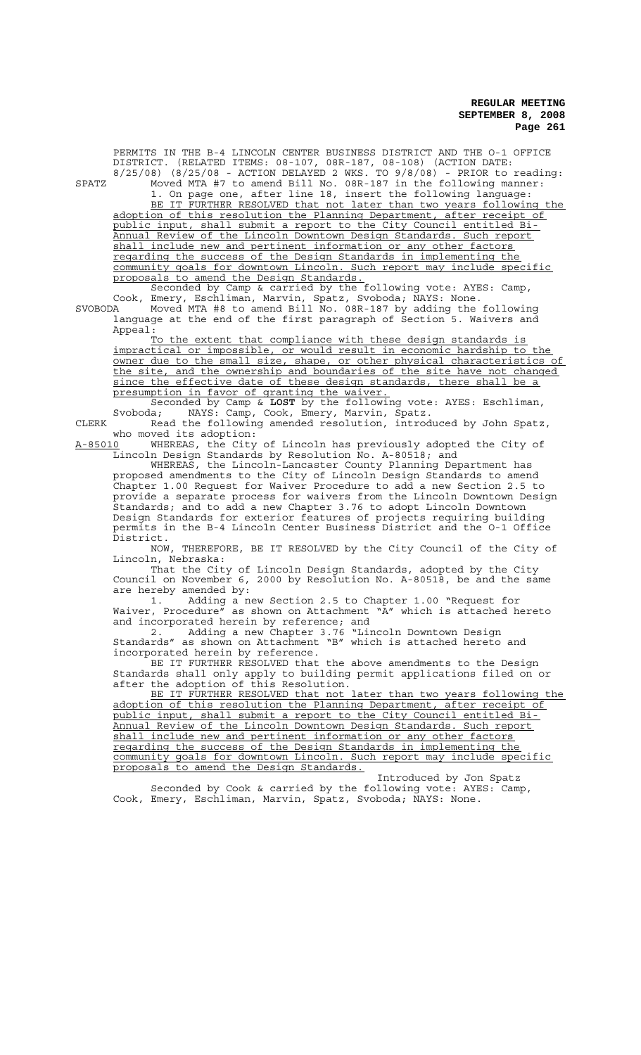PERMITS IN THE B-4 LINCOLN CENTER BUSINESS DISTRICT AND THE O-1 OFFICE DISTRICT. (RELATED ITEMS: 08-107, 08R-187, 08-108) (ACTION DATE: 8/25/08) (8/25/08 - ACTION DELAYED 2 WKS. TO 9/8/08) - PRIOR to reading:

SPATZ Moved MTA #7 to amend Bill No. 08R-187 in the following manner:

1. On page one, after line 18, insert the following language:
BE IT FURTHER RESOLVED that not later than two years following the adoption of this resolution the Planning Department, after receipt of public input, shall submit a report to the City Council entitled Bi-Annual Review of the Lincoln Downtown Design Standards. Such report shall include new and pertinent information or any other factors regarding the success of the Design Standards in implementing the community goals for downtown Lincoln. Such report may include specific proposals to amend the Design Standards.

Seconded by Camp & carried by the following vote: AYES: Camp, Cook, Emery, Eschliman, Marvin, Spatz, Svoboda; NAYS: None.

SVOBODA Moved MTA #8 to amend Bill No. 08R-187 by adding the following language at the end of the first paragraph of Section 5. Waivers and Appeal:

To the extent that compliance with these design standards is impractical or impossible, or would result in economic hardship to the owner due to the small size, shape, or other physical characteristics of the site, and the ownership and boundaries of the site have not changed since the effective date of these design standards, there shall be a presumption in favor of granting the waiver.

Seconded by Camp & **LOST** by the following vote: AYES: Eschliman, Svoboda; NAYS: Camp, Cook, Emery, Marvin, Spatz.

CLERK Read the following amended resolution, introduced by John Spatz, who moved its adoption:

A-85010 WHEREAS, the City of Lincoln has previously adopted the City of Lincoln Design Standards by Resolution No. A-80518; and

WHEREAS, the Lincoln-Lancaster County Planning Department has proposed amendments to the City of Lincoln Design Standards to amend Chapter 1.00 Request for Waiver Procedure to add a new Section 2.5 to provide a separate process for waivers from the Lincoln Downtown Design Standards; and to add a new Chapter 3.76 to adopt Lincoln Downtown Design Standards for exterior features of projects requiring building permits in the B-4 Lincoln Center Business District and the O-1 Office District.

NOW, THEREFORE, BE IT RESOLVED by the City Council of the City of Lincoln, Nebraska:

That the City of Lincoln Design Standards, adopted by the City Council on November 6, 2000 by Resolution No. A-80518, be and the same are hereby amended by:

1. Adding a new Section 2.5 to Chapter 1.00 "Request for Waiver, Procedure" as shown on Attachment "A" which is attached hereto and incorporated herein by reference; and
2. Adding a new Chapter 3.76 "Lincoln Downtown Design Standards" as shown on Attachment "B" which is attached hereto and incorporated herein by reference.

BE IT FURTHER RESOLVED that the above amendments to the Design Standards shall only apply to building permit applications filed on or after the adoption of this Resolution.

BE IT FURTHER RESOLVED that not later than two years following the adoption of this resolution the Planning Department, after receipt of public input, shall submit a report to the City Council entitled Bi-Annual Review of the Lincoln Downtown Design Standards. Such report shall include new and pertinent information or any other factors regarding the success of the Design Standards in implementing the community goals for downtown Lincoln. Such report may include specific proposals to amend the Design Standards.

Introduced by Jon Spatz

Seconded by Cook & carried by the following vote: AYES: Camp, Cook, Emery, Eschliman, Marvin, Spatz, Svoboda; NAYS: None.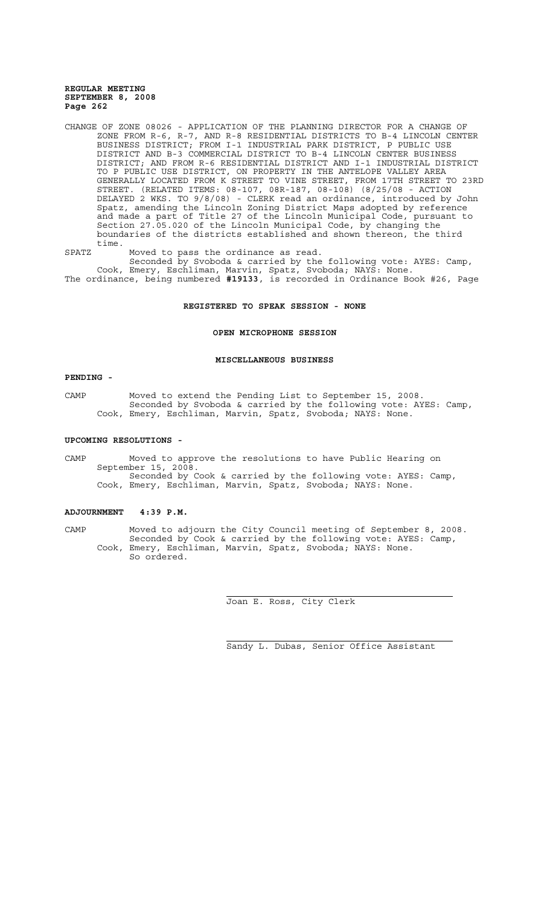CHANGE OF ZONE 08026 - APPLICATION OF THE PLANNING DIRECTOR FOR A CHANGE OF ZONE FROM R-6, R-7, AND R-8 RESIDENTIAL DISTRICTS TO B-4 LINCOLN CENTER BUSINESS DISTRICT; FROM I-1 INDUSTRIAL PARK DISTRICT, P PUBLIC USE DISTRICT AND B-3 COMMERCIAL DISTRICT TO B-4 LINCOLN CENTER BUSINESS DISTRICT; AND FROM R-6 RESIDENTIAL DISTRICT AND I-1 INDUSTRIAL DISTRICT TO P PUBLIC USE DISTRICT, ON PROPERTY IN THE ANTELOPE VALLEY AREA GENERALLY LOCATED FROM K STREET TO VINE STREET, FROM 17TH STREET TO 23RD STREET. (RELATED ITEMS: 08-107, 08R-187, 08-108) (8/25/08 - ACTION DELAYED 2 WKS. TO 9/8/08) - CLERK read an ordinance, introduced by John Spatz, amending the Lincoln Zoning District Maps adopted by reference and made a part of Title 27 of the Lincoln Municipal Code, pursuant to Section 27.05.020 of the Lincoln Municipal Code, by changing the boundaries of the districts established and shown thereon, the third time.

SPATZ Moved to pass the ordinance as read.
Seconded by Svoboda & carried by the following vote: AYES: Camp, Cook, Emery, Eschliman, Marvin, Spatz, Svoboda; NAYS: None.

The ordinance, being numbered **#19133**, is recorded in Ordinance Book #26, Page

**REGISTERED TO SPEAK SESSION - NONE**

**OPEN MICROPHONE SESSION**

**MISCELLANEOUS BUSINESS**

**PENDING -**

CAMP Moved to extend the Pending List to September 15, 2008.
Seconded by Svoboda & carried by the following vote: AYES: Camp, Cook, Emery, Eschliman, Marvin, Spatz, Svoboda; NAYS: None.

**UPCOMING RESOLUTIONS -**

CAMP Moved to approve the resolutions to have Public Hearing on September 15, 2008.
Seconded by Cook & carried by the following vote: AYES: Camp, Cook, Emery, Eschliman, Marvin, Spatz, Svoboda; NAYS: None.

**ADJOURNMENT 4:39 P.M.**

CAMP Moved to adjourn the City Council meeting of September 8, 2008.
Seconded by Cook & carried by the following vote: AYES: Camp, Cook, Emery, Eschliman, Marvin, Spatz, Svoboda; NAYS: None.
So ordered.

Joan E. Ross, City Clerk

Sandy L. Dubas, Senior Office Assistant